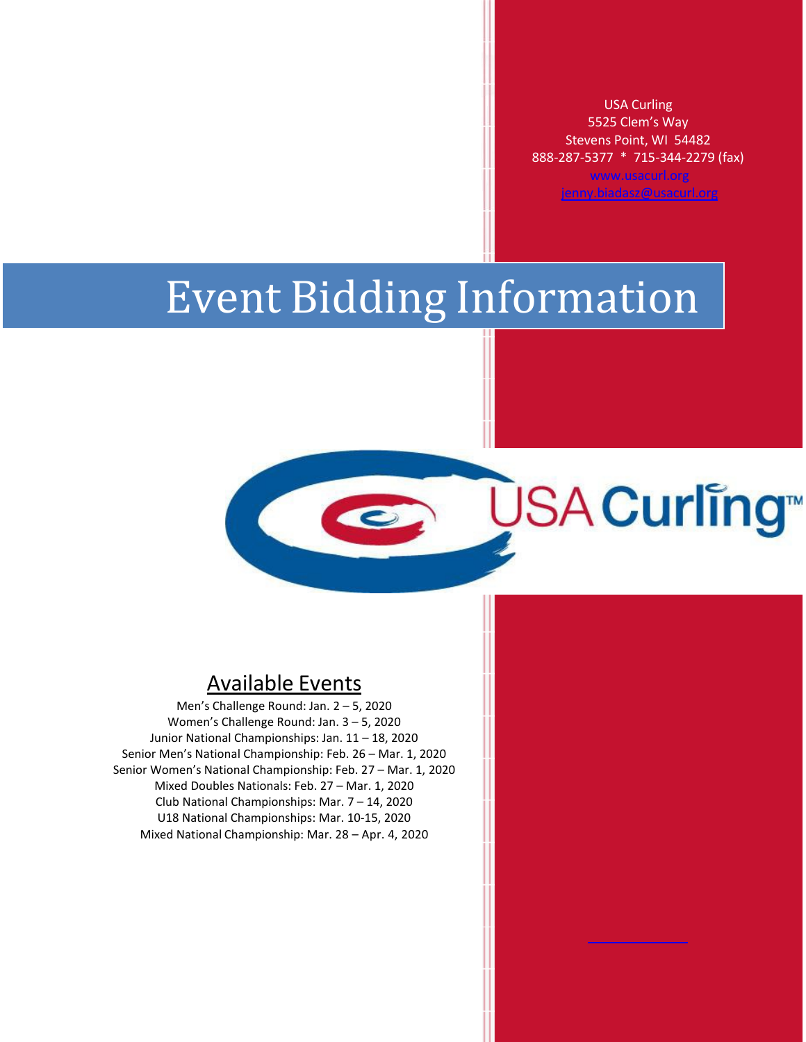USA Curling
5525 Clem's Way
Stevens Point, WI 54482
888-287-5377 * 715-344-2279 (fax)
www.usacurl.org
jenny.biadasz@usacurl.org

# Event Bidding Information

## Available Events

Men's Challenge Round: Jan. 2 – 5, 2020
Women's Challenge Round: Jan. 3 – 5, 2020
Junior National Championships: Jan. 11 – 18, 2020
Senior Men's National Championship: Feb. 26 – Mar. 1, 2020
Senior Women's National Championship: Feb. 27 – Mar. 1, 2020
Mixed Doubles Nationals: Feb. 27 – Mar. 1, 2020
Club National Championships: Mar. 7 – 14, 2020
U18 National Championships: Mar. 10-15, 2020
Mixed National Championship: Mar. 28 – Apr. 4, 2020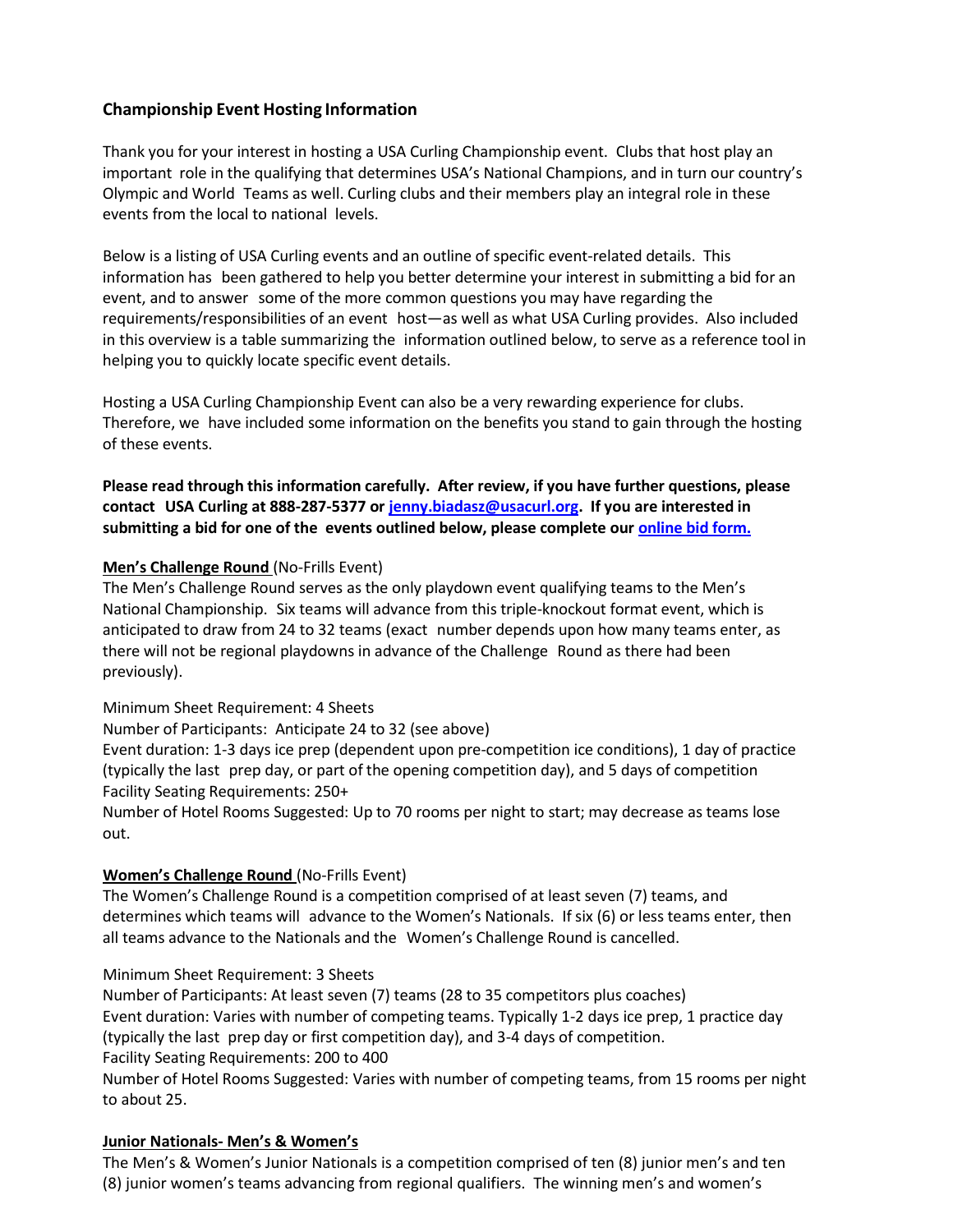## Championship Event Hosting Information

Thank you for your interest in hosting a USA Curling Championship event. Clubs that host play an important role in the qualifying that determines USA's National Champions, and in turn our country's Olympic and World Teams as well. Curling clubs and their members play an integral role in these events from the local to national levels.

Below is a listing of USA Curling events and an outline of specific event-related details. This information has been gathered to help you better determine your interest in submitting a bid for an event, and to answer some of the more common questions you may have regarding the requirements/responsibilities of an event host—as well as what USA Curling provides. Also included in this overview is a table summarizing the information outlined below, to serve as a reference tool in helping you to quickly locate specific event details.

Hosting a USA Curling Championship Event can also be a very rewarding experience for clubs. Therefore, we have included some information on the benefits you stand to gain through the hosting of these events.

**Please read through this information carefully. After review, if you have further questions, please contact USA Curling at 888-287-5377 or jenny.biadasz@usacurl.org. If you are interested in submitting a bid for one of the events outlined below, please complete our online bid form.**

**Men's Challenge Round** (No-Frills Event)
The Men's Challenge Round serves as the only playdown event qualifying teams to the Men's National Championship. Six teams will advance from this triple-knockout format event, which is anticipated to draw from 24 to 32 teams (exact number depends upon how many teams enter, as there will not be regional playdowns in advance of the Challenge Round as there had been previously).

Minimum Sheet Requirement: 4 Sheets
Number of Participants: Anticipate 24 to 32 (see above)
Event duration: 1-3 days ice prep (dependent upon pre-competition ice conditions), 1 day of practice (typically the last prep day, or part of the opening competition day), and 5 days of competition
Facility Seating Requirements: 250+
Number of Hotel Rooms Suggested: Up to 70 rooms per night to start; may decrease as teams lose out.

**Women's Challenge Round** (No-Frills Event)
The Women's Challenge Round is a competition comprised of at least seven (7) teams, and determines which teams will advance to the Women's Nationals. If six (6) or less teams enter, then all teams advance to the Nationals and the Women's Challenge Round is cancelled.

Minimum Sheet Requirement: 3 Sheets
Number of Participants: At least seven (7) teams (28 to 35 competitors plus coaches)
Event duration: Varies with number of competing teams. Typically 1-2 days ice prep, 1 practice day (typically the last prep day or first competition day), and 3-4 days of competition.
Facility Seating Requirements: 200 to 400
Number of Hotel Rooms Suggested: Varies with number of competing teams, from 15 rooms per night to about 25.

**Junior Nationals- Men's & Women's**
The Men's & Women's Junior Nationals is a competition comprised of ten (8) junior men's and ten (8) junior women's teams advancing from regional qualifiers. The winning men's and women's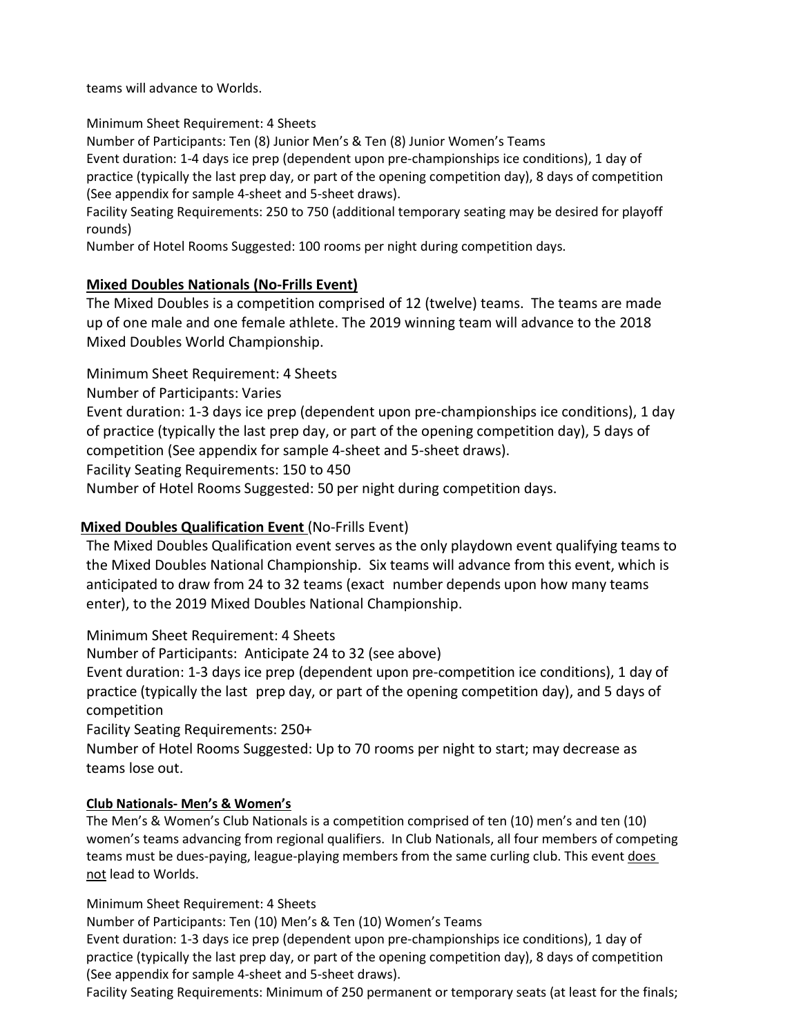teams will advance to Worlds.

Minimum Sheet Requirement: 4 Sheets
Number of Participants: Ten (8) Junior Men's & Ten (8) Junior Women's Teams
Event duration: 1-4 days ice prep (dependent upon pre-championships ice conditions), 1 day of practice (typically the last prep day, or part of the opening competition day), 8 days of competition (See appendix for sample 4-sheet and 5-sheet draws).
Facility Seating Requirements: 250 to 750 (additional temporary seating may be desired for playoff rounds)
Number of Hotel Rooms Suggested: 100 rooms per night during competition days.

### <u>Mixed Doubles Nationals (No-Frills Event)</u>

The Mixed Doubles is a competition comprised of 12 (twelve) teams. The teams are made up of one male and one female athlete. The 2019 winning team will advance to the 2018 Mixed Doubles World Championship.

Minimum Sheet Requirement: 4 Sheets
Number of Participants: Varies
Event duration: 1-3 days ice prep (dependent upon pre-championships ice conditions), 1 day of practice (typically the last prep day, or part of the opening competition day), 5 days of competition (See appendix for sample 4-sheet and 5-sheet draws).
Facility Seating Requirements: 150 to 450
Number of Hotel Rooms Suggested: 50 per night during competition days.

### <u>Mixed Doubles Qualification Event</u> (No-Frills Event)

The Mixed Doubles Qualification event serves as the only playdown event qualifying teams to the Mixed Doubles National Championship. Six teams will advance from this event, which is anticipated to draw from 24 to 32 teams (exact number depends upon how many teams enter), to the 2019 Mixed Doubles National Championship.

Minimum Sheet Requirement: 4 Sheets
Number of Participants: Anticipate 24 to 32 (see above)
Event duration: 1-3 days ice prep (dependent upon pre-competition ice conditions), 1 day of practice (typically the last prep day, or part of the opening competition day), and 5 days of competition
Facility Seating Requirements: 250+
Number of Hotel Rooms Suggested: Up to 70 rooms per night to start; may decrease as teams lose out.

### <u>Club Nationals- Men's & Women's</u>

The Men's & Women's Club Nationals is a competition comprised of ten (10) men's and ten (10) women's teams advancing from regional qualifiers. In Club Nationals, all four members of competing teams must be dues-paying, league-playing members from the same curling club. This event <u>does not</u> lead to Worlds.

Minimum Sheet Requirement: 4 Sheets
Number of Participants: Ten (10) Men's & Ten (10) Women's Teams
Event duration: 1-3 days ice prep (dependent upon pre-championships ice conditions), 1 day of practice (typically the last prep day, or part of the opening competition day), 8 days of competition (See appendix for sample 4-sheet and 5-sheet draws).
Facility Seating Requirements: Minimum of 250 permanent or temporary seats (at least for the finals;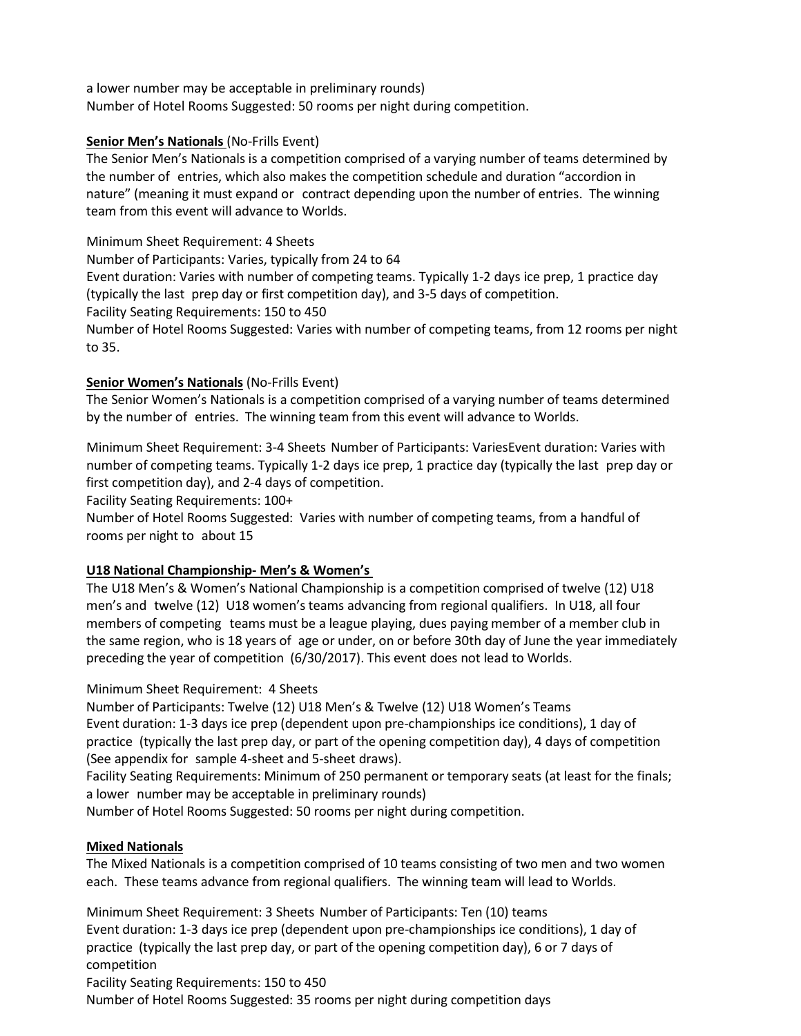a lower number may be acceptable in preliminary rounds)
Number of Hotel Rooms Suggested: 50 rooms per night during competition.

**Senior Men's Nationals** (No-Frills Event)
The Senior Men's Nationals is a competition comprised of a varying number of teams determined by the number of entries, which also makes the competition schedule and duration "accordion in nature" (meaning it must expand or contract depending upon the number of entries. The winning team from this event will advance to Worlds.

Minimum Sheet Requirement: 4 Sheets
Number of Participants: Varies, typically from 24 to 64
Event duration: Varies with number of competing teams. Typically 1-2 days ice prep, 1 practice day (typically the last prep day or first competition day), and 3-5 days of competition.
Facility Seating Requirements: 150 to 450
Number of Hotel Rooms Suggested: Varies with number of competing teams, from 12 rooms per night to 35.

**Senior Women's Nationals** (No-Frills Event)
The Senior Women's Nationals is a competition comprised of a varying number of teams determined by the number of entries. The winning team from this event will advance to Worlds.

Minimum Sheet Requirement: 3-4 Sheets Number of Participants: VariesEvent duration: Varies with number of competing teams. Typically 1-2 days ice prep, 1 practice day (typically the last prep day or first competition day), and 2-4 days of competition.
Facility Seating Requirements: 100+
Number of Hotel Rooms Suggested: Varies with number of competing teams, from a handful of rooms per night to about 15

**U18 National Championship- Men's & Women's**
The U18 Men's & Women's National Championship is a competition comprised of twelve (12) U18 men's and twelve (12) U18 women's teams advancing from regional qualifiers. In U18, all four members of competing teams must be a league playing, dues paying member of a member club in the same region, who is 18 years of age or under, on or before 30th day of June the year immediately preceding the year of competition (6/30/2017). This event does not lead to Worlds.

Minimum Sheet Requirement: 4 Sheets
Number of Participants: Twelve (12) U18 Men's & Twelve (12) U18 Women's Teams
Event duration: 1-3 days ice prep (dependent upon pre-championships ice conditions), 1 day of practice (typically the last prep day, or part of the opening competition day), 4 days of competition (See appendix for sample 4-sheet and 5-sheet draws).
Facility Seating Requirements: Minimum of 250 permanent or temporary seats (at least for the finals; a lower number may be acceptable in preliminary rounds)
Number of Hotel Rooms Suggested: 50 rooms per night during competition.

**Mixed Nationals**
The Mixed Nationals is a competition comprised of 10 teams consisting of two men and two women each. These teams advance from regional qualifiers. The winning team will lead to Worlds.

Minimum Sheet Requirement: 3 Sheets Number of Participants: Ten (10) teams
Event duration: 1-3 days ice prep (dependent upon pre-championships ice conditions), 1 day of practice (typically the last prep day, or part of the opening competition day), 6 or 7 days of competition
Facility Seating Requirements: 150 to 450
Number of Hotel Rooms Suggested: 35 rooms per night during competition days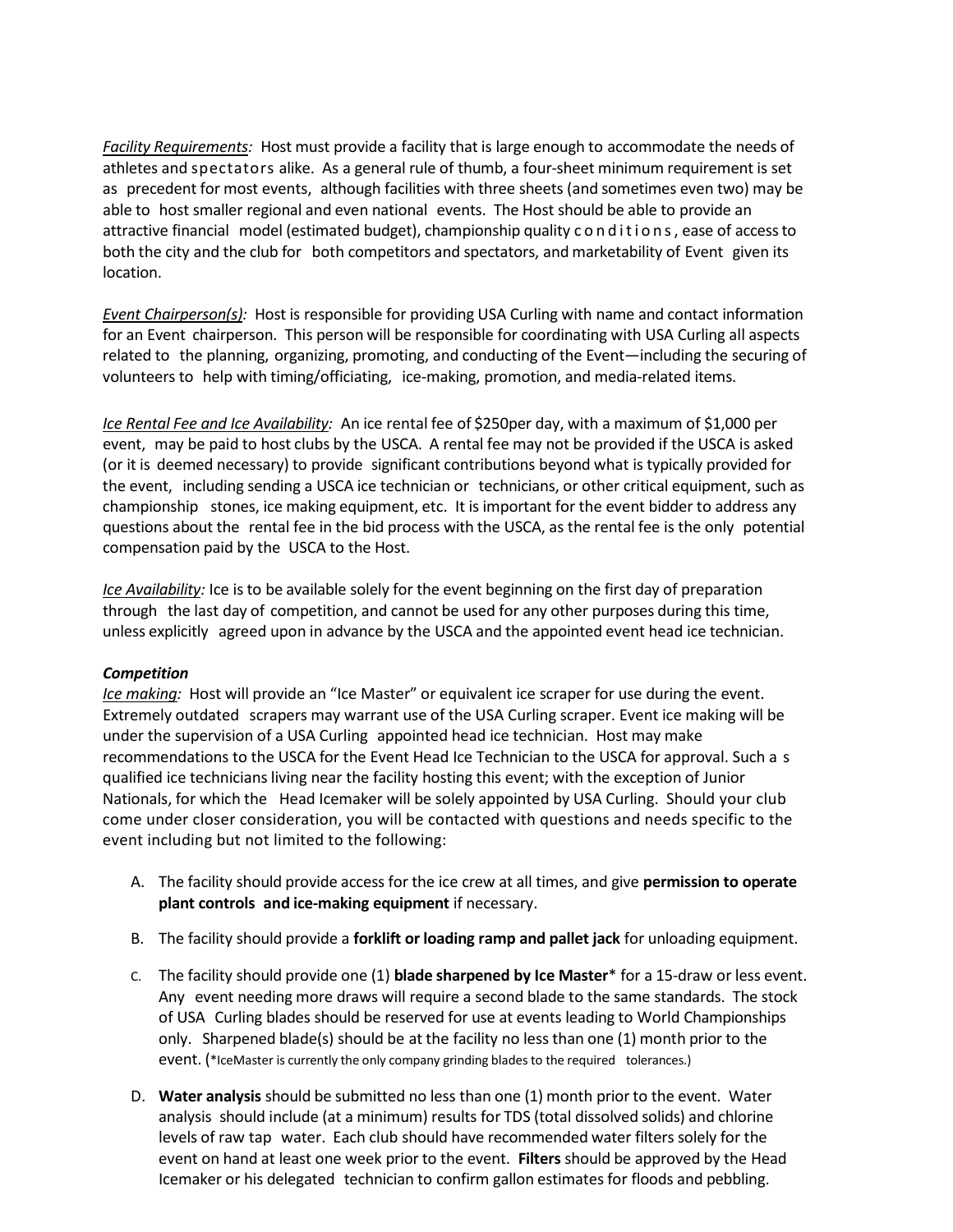*Facility Requirements:* Host must provide a facility that is large enough to accommodate the needs of athletes and spectators alike. As a general rule of thumb, a four-sheet minimum requirement is set as precedent for most events, although facilities with three sheets (and sometimes even two) may be able to host smaller regional and even national events. The Host should be able to provide an attractive financial model (estimated budget), championship quality conditions, ease of access to both the city and the club for both competitors and spectators, and marketability of Event given its location.

*Event Chairperson(s):* Host is responsible for providing USA Curling with name and contact information for an Event chairperson. This person will be responsible for coordinating with USA Curling all aspects related to the planning, organizing, promoting, and conducting of the Event—including the securing of volunteers to help with timing/officiating, ice-making, promotion, and media-related items.

*Ice Rental Fee and Ice Availability:* An ice rental fee of $250per day, with a maximum of $1,000 per event, may be paid to host clubs by the USCA. A rental fee may not be provided if the USCA is asked (or it is deemed necessary) to provide significant contributions beyond what is typically provided for the event, including sending a USCA ice technician or technicians, or other critical equipment, such as championship stones, ice making equipment, etc. It is important for the event bidder to address any questions about the rental fee in the bid process with the USCA, as the rental fee is the only potential compensation paid by the USCA to the Host.

*Ice Availability:* Ice is to be available solely for the event beginning on the first day of preparation through the last day of competition, and cannot be used for any other purposes during this time, unless explicitly agreed upon in advance by the USCA and the appointed event head ice technician.

***Competition***

*Ice making:* Host will provide an "Ice Master" or equivalent ice scraper for use during the event. Extremely outdated scrapers may warrant use of the USA Curling scraper. Event ice making will be under the supervision of a USA Curling appointed head ice technician. Host may make recommendations to the USCA for the Event Head Ice Technician to the USCA for approval. Such a s qualified ice technicians living near the facility hosting this event; with the exception of Junior Nationals, for which the Head Icemaker will be solely appointed by USA Curling. Should your club come under closer consideration, you will be contacted with questions and needs specific to the event including but not limited to the following:

A. The facility should provide access for the ice crew at all times, and give **permission to operate plant controls and ice-making equipment** if necessary.

B. The facility should provide a **forklift or loading ramp and pallet jack** for unloading equipment.

C. The facility should provide one (1) **blade sharpened by Ice Master**\* for a 15-draw or less event. Any event needing more draws will require a second blade to the same standards. The stock of USA Curling blades should be reserved for use at events leading to World Championships only. Sharpened blade(s) should be at the facility no less than one (1) month prior to the event. (\*IceMaster is currently the only company grinding blades to the required tolerances.)

D. **Water analysis** should be submitted no less than one (1) month prior to the event. Water analysis should include (at a minimum) results for TDS (total dissolved solids) and chlorine levels of raw tap water. Each club should have recommended water filters solely for the event on hand at least one week prior to the event. **Filters** should be approved by the Head Icemaker or his delegated technician to confirm gallon estimates for floods and pebbling.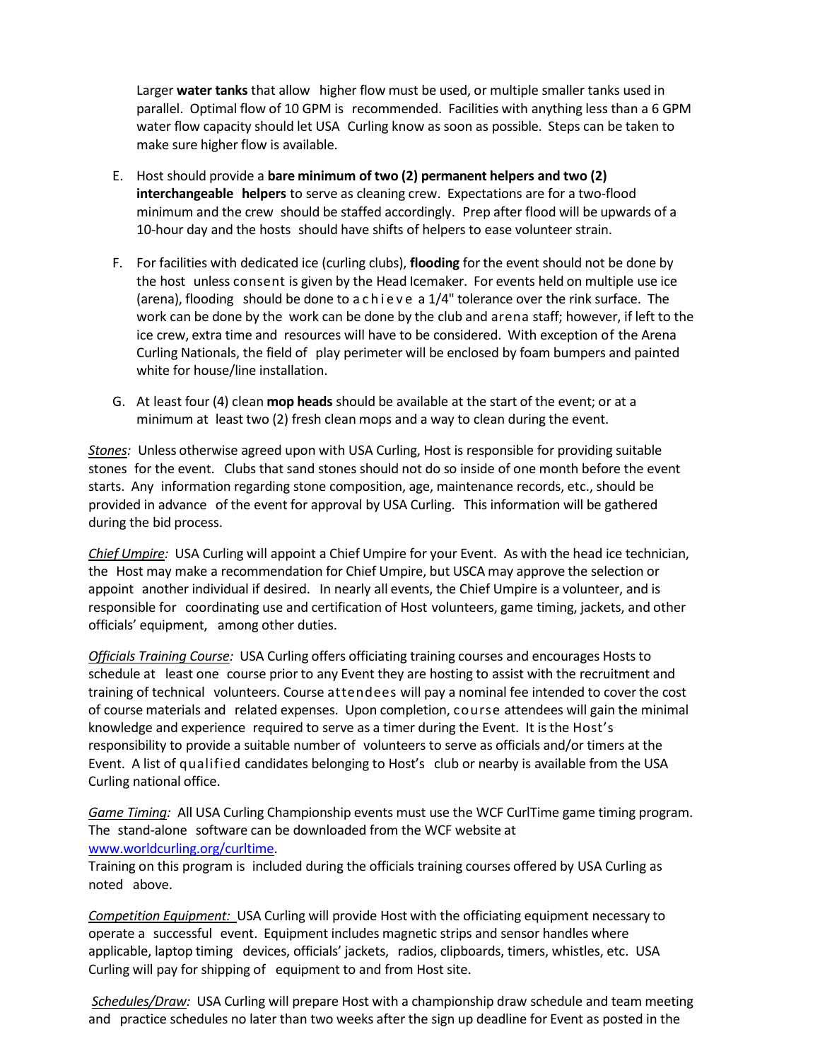Larger **water tanks** that allow higher flow must be used, or multiple smaller tanks used in parallel. Optimal flow of 10 GPM is recommended. Facilities with anything less than a 6 GPM water flow capacity should let USA Curling know as soon as possible. Steps can be taken to make sure higher flow is available.

E. Host should provide a **bare minimum of two (2) permanent helpers and two (2) interchangeable helpers** to serve as cleaning crew. Expectations are for a two-flood minimum and the crew should be staffed accordingly. Prep after flood will be upwards of a 10-hour day and the hosts should have shifts of helpers to ease volunteer strain.

F. For facilities with dedicated ice (curling clubs), **flooding** for the event should not be done by the host unless consent is given by the Head Icemaker. For events held on multiple use ice (arena), flooding should be done to achieve a 1/4" tolerance over the rink surface. The work can be done by the work can be done by the club and arena staff; however, if left to the ice crew, extra time and resources will have to be considered. With exception of the Arena Curling Nationals, the field of play perimeter will be enclosed by foam bumpers and painted white for house/line installation.

G. At least four (4) clean **mop heads** should be available at the start of the event; or at a minimum at least two (2) fresh clean mops and a way to clean during the event.

*Stones:* Unless otherwise agreed upon with USA Curling, Host is responsible for providing suitable stones for the event. Clubs that sand stones should not do so inside of one month before the event starts. Any information regarding stone composition, age, maintenance records, etc., should be provided in advance of the event for approval by USA Curling. This information will be gathered during the bid process.

*Chief Umpire:* USA Curling will appoint a Chief Umpire for your Event. As with the head ice technician, the Host may make a recommendation for Chief Umpire, but USCA may approve the selection or appoint another individual if desired. In nearly all events, the Chief Umpire is a volunteer, and is responsible for coordinating use and certification of Host volunteers, game timing, jackets, and other officials' equipment, among other duties.

*Officials Training Course:* USA Curling offers officiating training courses and encourages Hosts to schedule at least one course prior to any Event they are hosting to assist with the recruitment and training of technical volunteers. Course attendees will pay a nominal fee intended to cover the cost of course materials and related expenses. Upon completion, course attendees will gain the minimal knowledge and experience required to serve as a timer during the Event. It is the Host's responsibility to provide a suitable number of volunteers to serve as officials and/or timers at the Event. A list of qualified candidates belonging to Host's club or nearby is available from the USA Curling national office.

*Game Timing:* All USA Curling Championship events must use the WCF CurlTime game timing program. The stand-alone software can be downloaded from the WCF website at www.worldcurling.org/curltime.
Training on this program is included during the officials training courses offered by USA Curling as noted above.

*Competition Equipment:* USA Curling will provide Host with the officiating equipment necessary to operate a successful event. Equipment includes magnetic strips and sensor handles where applicable, laptop timing devices, officials' jackets, radios, clipboards, timers, whistles, etc. USA Curling will pay for shipping of equipment to and from Host site.

*Schedules/Draw:* USA Curling will prepare Host with a championship draw schedule and team meeting and practice schedules no later than two weeks after the sign up deadline for Event as posted in the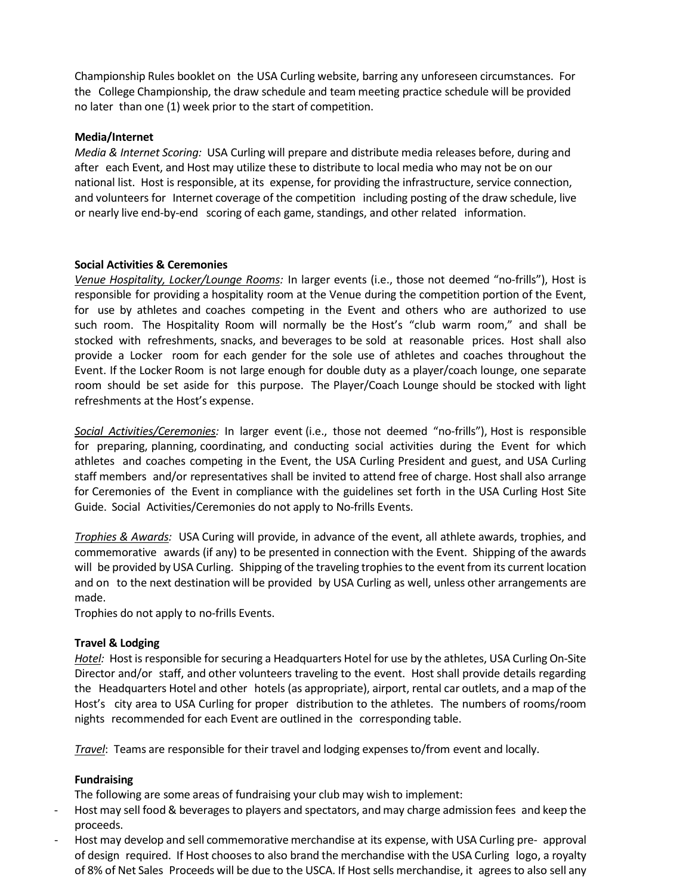Championship Rules booklet on the USA Curling website, barring any unforeseen circumstances. For the College Championship, the draw schedule and team meeting practice schedule will be provided no later than one (1) week prior to the start of competition.

**Media/Internet**

*Media & Internet Scoring:* USA Curling will prepare and distribute media releases before, during and after each Event, and Host may utilize these to distribute to local media who may not be on our national list. Host is responsible, at its expense, for providing the infrastructure, service connection, and volunteers for Internet coverage of the competition including posting of the draw schedule, live or nearly live end-by-end scoring of each game, standings, and other related information.

**Social Activities & Ceremonies**

*Venue Hospitality, Locker/Lounge Rooms:* In larger events (i.e., those not deemed "no-frills"), Host is responsible for providing a hospitality room at the Venue during the competition portion of the Event, for use by athletes and coaches competing in the Event and others who are authorized to use such room. The Hospitality Room will normally be the Host's "club warm room," and shall be stocked with refreshments, snacks, and beverages to be sold at reasonable prices. Host shall also provide a Locker room for each gender for the sole use of athletes and coaches throughout the Event. If the Locker Room is not large enough for double duty as a player/coach lounge, one separate room should be set aside for this purpose. The Player/Coach Lounge should be stocked with light refreshments at the Host's expense.

*Social Activities/Ceremonies:* In larger event (i.e., those not deemed "no-frills"), Host is responsible for preparing, planning, coordinating, and conducting social activities during the Event for which athletes and coaches competing in the Event, the USA Curling President and guest, and USA Curling staff members and/or representatives shall be invited to attend free of charge. Host shall also arrange for Ceremonies of the Event in compliance with the guidelines set forth in the USA Curling Host Site Guide. Social Activities/Ceremonies do not apply to No-frills Events.

*Trophies & Awards:* USA Curing will provide, in advance of the event, all athlete awards, trophies, and commemorative awards (if any) to be presented in connection with the Event. Shipping of the awards will be provided by USA Curling. Shipping of the traveling trophies to the event from its current location and on to the next destination will be provided by USA Curling as well, unless other arrangements are made.
Trophies do not apply to no-frills Events.

**Travel & Lodging**

*Hotel:* Host is responsible for securing a Headquarters Hotel for use by the athletes, USA Curling On-Site Director and/or staff, and other volunteers traveling to the event. Host shall provide details regarding the Headquarters Hotel and other hotels (as appropriate), airport, rental car outlets, and a map of the Host's city area to USA Curling for proper distribution to the athletes. The numbers of rooms/room nights recommended for each Event are outlined in the corresponding table.

*Travel*: Teams are responsible for their travel and lodging expenses to/from event and locally.

**Fundraising**

The following are some areas of fundraising your club may wish to implement:

- Host may sell food & beverages to players and spectators, and may charge admission fees and keep the proceeds.
- Host may develop and sell commemorative merchandise at its expense, with USA Curling pre- approval of design required. If Host chooses to also brand the merchandise with the USA Curling logo, a royalty of 8% of Net Sales Proceeds will be due to the USCA. If Host sells merchandise, it agrees to also sell any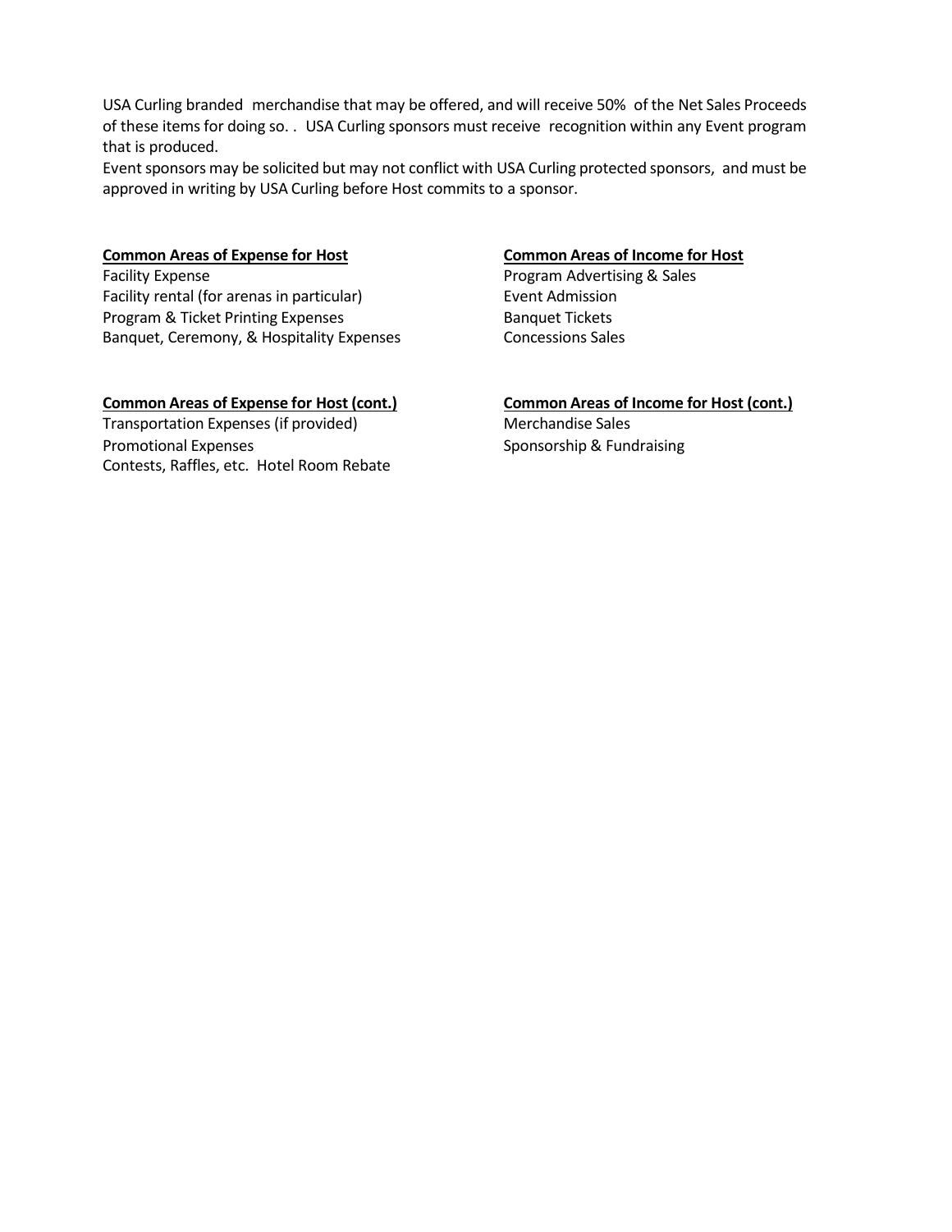USA Curling branded merchandise that may be offered, and will receive 50% of the Net Sales Proceeds of these items for doing so. . USA Curling sponsors must receive recognition within any Event program that is produced.

Event sponsors may be solicited but may not conflict with USA Curling protected sponsors, and must be approved in writing by USA Curling before Host commits to a sponsor.

**Common Areas of Expense for Host**

Facility Expense
Facility rental (for arenas in particular)
Program & Ticket Printing Expenses
Banquet, Ceremony, & Hospitality Expenses

**Common Areas of Expense for Host (cont.)**

Transportation Expenses (if provided)
Promotional Expenses
Contests, Raffles, etc. Hotel Room Rebate

**Common Areas of Income for Host**

Program Advertising & Sales
Event Admission
Banquet Tickets
Concessions Sales

**Common Areas of Income for Host (cont.)**

Merchandise Sales
Sponsorship & Fundraising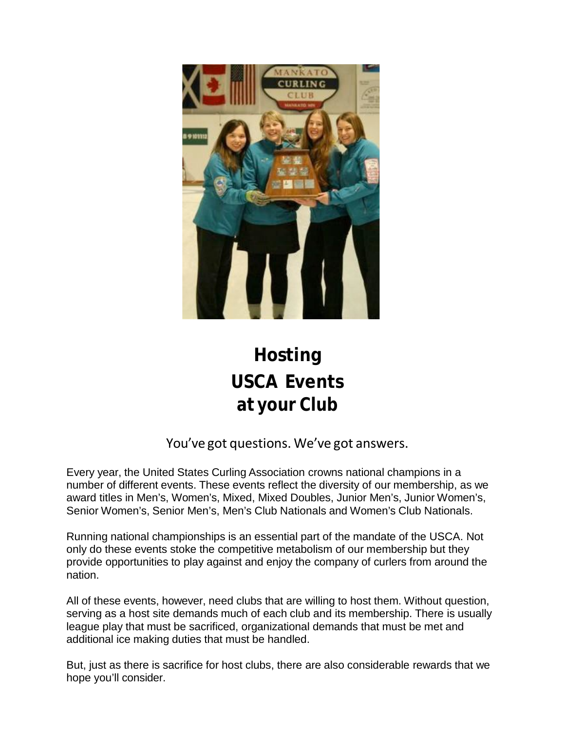# Hosting USCA Events at your Club

You've got questions. We've got answers.

Every year, the United States Curling Association crowns national champions in a number of different events. These events reflect the diversity of our membership, as we award titles in Men's, Women's, Mixed, Mixed Doubles, Junior Men's, Junior Women's, Senior Women's, Senior Men's, Men's Club Nationals and Women's Club Nationals.

Running national championships is an essential part of the mandate of the USCA. Not only do these events stoke the competitive metabolism of our membership but they provide opportunities to play against and enjoy the company of curlers from around the nation.

All of these events, however, need clubs that are willing to host them. Without question, serving as a host site demands much of each club and its membership. There is usually league play that must be sacrificed, organizational demands that must be met and additional ice making duties that must be handled.

But, just as there is sacrifice for host clubs, there are also considerable rewards that we hope you'll consider.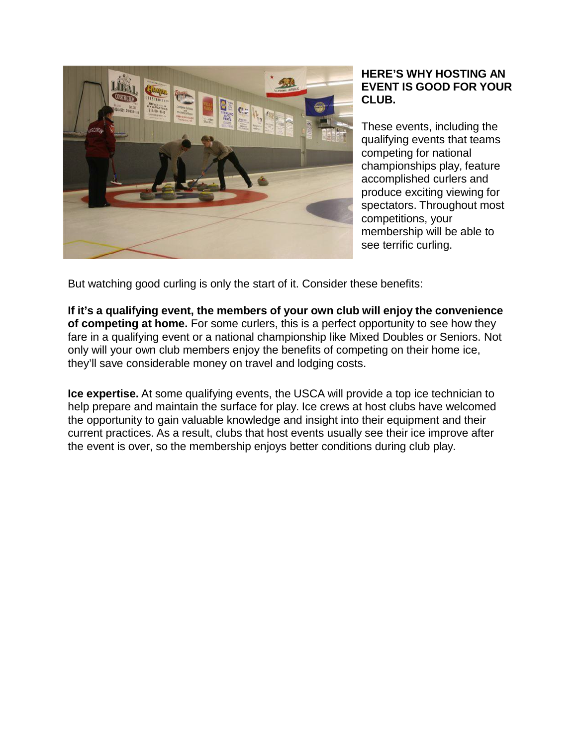## HERE'S WHY HOSTING AN EVENT IS GOOD FOR YOUR CLUB.

These events, including the qualifying events that teams competing for national championships play, feature accomplished curlers and produce exciting viewing for spectators. Throughout most competitions, your membership will be able to see terrific curling.

But watching good curling is only the start of it. Consider these benefits:

**If it's a qualifying event, the members of your own club will enjoy the convenience of competing at home.** For some curlers, this is a perfect opportunity to see how they fare in a qualifying event or a national championship like Mixed Doubles or Seniors. Not only will your own club members enjoy the benefits of competing on their home ice, they'll save considerable money on travel and lodging costs.

**Ice expertise.** At some qualifying events, the USCA will provide a top ice technician to help prepare and maintain the surface for play. Ice crews at host clubs have welcomed the opportunity to gain valuable knowledge and insight into their equipment and their current practices. As a result, clubs that host events usually see their ice improve after the event is over, so the membership enjoys better conditions during club play.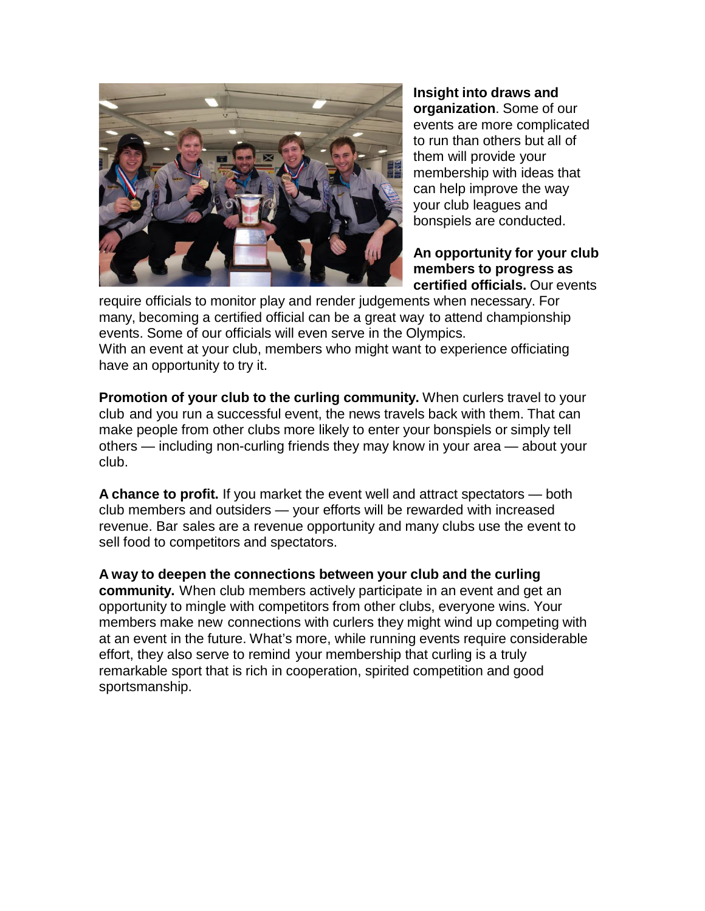**Insight into draws and organization**. Some of our events are more complicated to run than others but all of them will provide your membership with ideas that can help improve the way your club leagues and bonspiels are conducted.

**An opportunity for your club members to progress as certified officials.** Our events require officials to monitor play and render judgements when necessary. For many, becoming a certified official can be a great way to attend championship events. Some of our officials will even serve in the Olympics.
With an event at your club, members who might want to experience officiating have an opportunity to try it.

**Promotion of your club to the curling community.** When curlers travel to your club and you run a successful event, the news travels back with them. That can make people from other clubs more likely to enter your bonspiels or simply tell others — including non-curling friends they may know in your area — about your club.

**A chance to profit.** If you market the event well and attract spectators — both club members and outsiders — your efforts will be rewarded with increased revenue. Bar sales are a revenue opportunity and many clubs use the event to sell food to competitors and spectators.

**A way to deepen the connections between your club and the curling community.** When club members actively participate in an event and get an opportunity to mingle with competitors from other clubs, everyone wins. Your members make new connections with curlers they might wind up competing with at an event in the future. What's more, while running events require considerable effort, they also serve to remind your membership that curling is a truly remarkable sport that is rich in cooperation, spirited competition and good sportsmanship.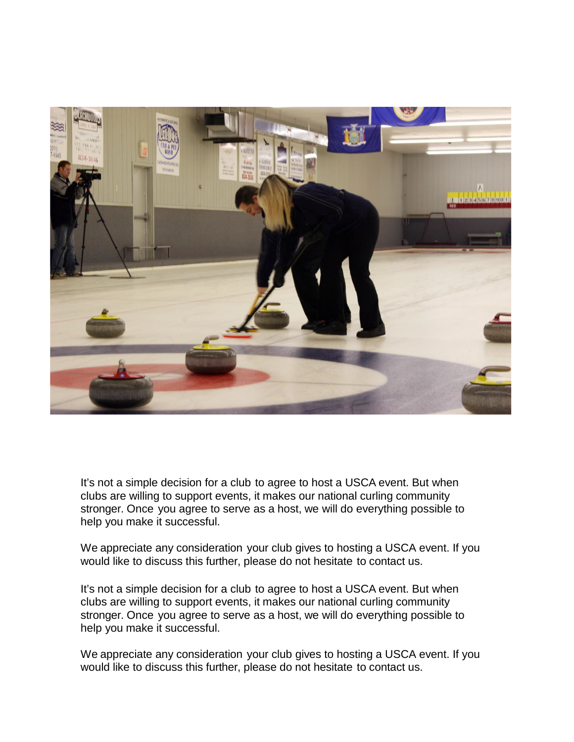It's not a simple decision for a club to agree to host a USCA event. But when clubs are willing to support events, it makes our national curling community stronger. Once you agree to serve as a host, we will do everything possible to help you make it successful.

We appreciate any consideration your club gives to hosting a USCA event. If you would like to discuss this further, please do not hesitate to contact us.

It's not a simple decision for a club to agree to host a USCA event. But when clubs are willing to support events, it makes our national curling community stronger. Once you agree to serve as a host, we will do everything possible to help you make it successful.

We appreciate any consideration your club gives to hosting a USCA event. If you would like to discuss this further, please do not hesitate to contact us.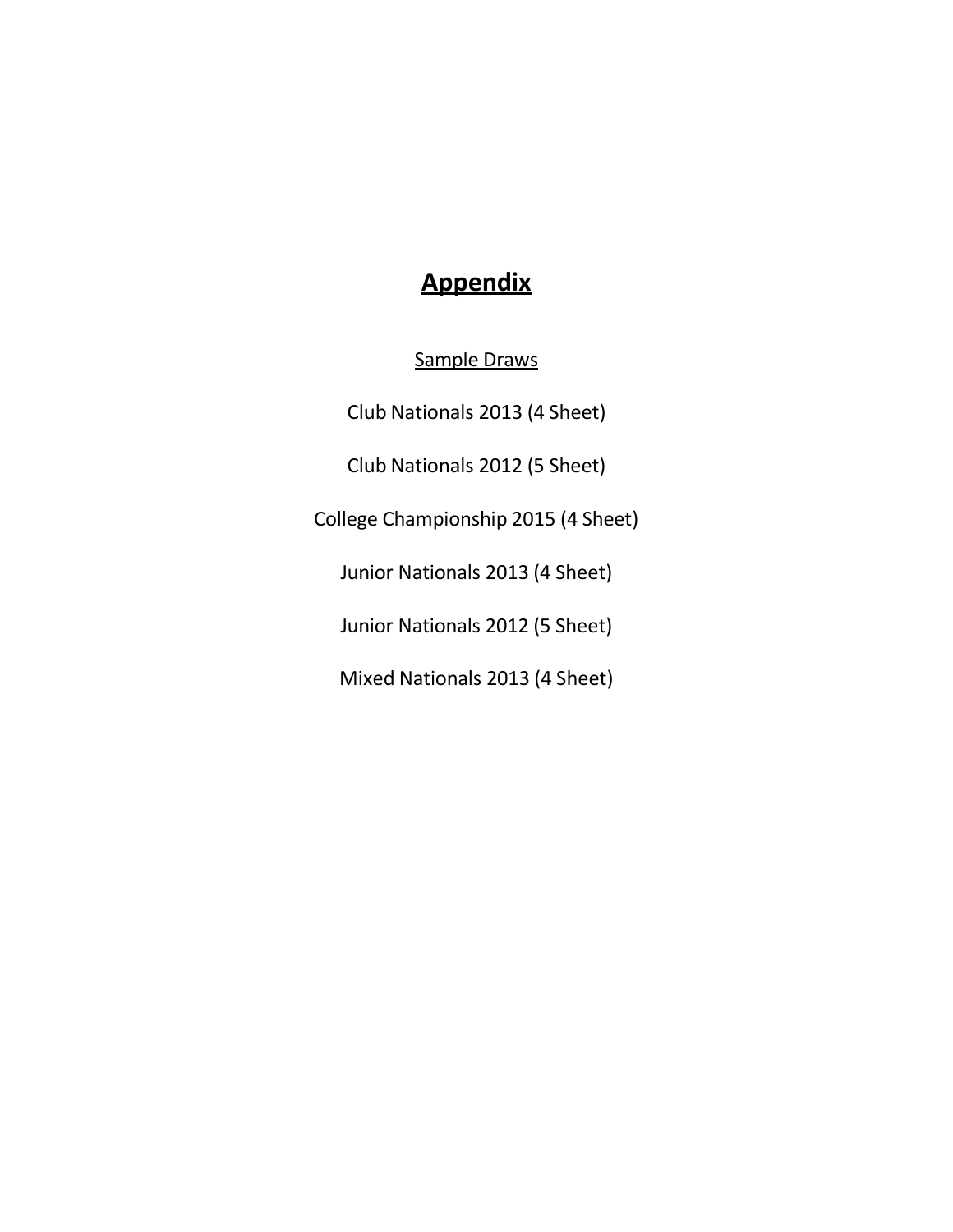# Appendix

Sample Draws

Club Nationals 2013 (4 Sheet)

Club Nationals 2012 (5 Sheet)

College Championship 2015 (4 Sheet)

Junior Nationals 2013 (4 Sheet)

Junior Nationals 2012 (5 Sheet)

Mixed Nationals 2013 (4 Sheet)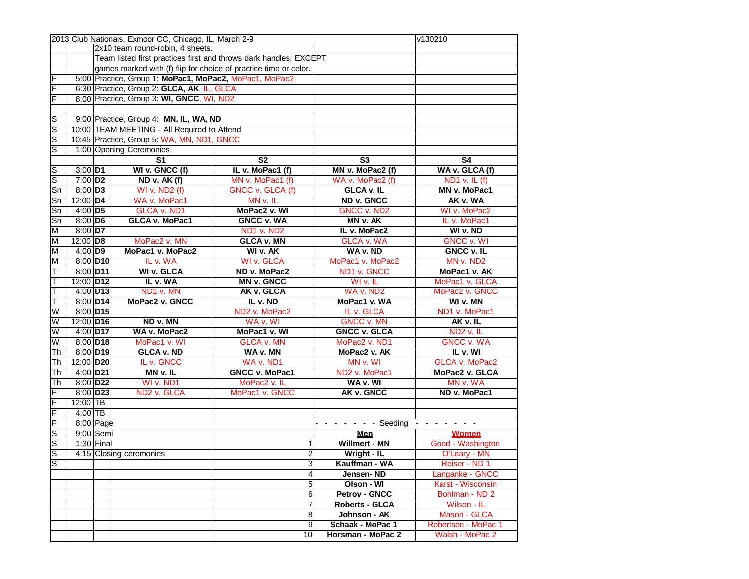| | | | | | | |
|---|---|---|---|---|---|---|
| 2013 Club Nationals, Exmoor CC, Chicago, IL, March 2-9 | | | | | | v130210 |
| | | 2x10 team round-robin, 4 sheets. | | | | |
| | | Team listed first practices first and throws dark handles, EXCEPT | | | | |
| | | games marked with (f) flip for choice of practice time or color. | | | | |
| F | 5:00 | Practice, Group 1: **MoPac1, MoPac2,** MoPac1, MoPac2 | | | | |
| F | 6:30 | Practice, Group 2: **GLCA, AK,** IL, GLCA | | | | |
| F | 8:00 | Practice, Group 3: **WI, GNCC,** WI, ND2 | | | | |
| | | | | | | |
| S | 9:00 | Practice, Group 4: **MN, IL, WA, ND** | | | | |
| S | 10:00 | TEAM MEETING - All Required to Attend | | | | |
| S | 10:45 | Practice, Group 5: WA, MN, ND1, GNCC | | | | |
| S | 1:00 | Opening Ceremonies | | | | |
| | | | **S1** | **S2** | **S3** | **S4** |
| S | 3:00 | **D1** | **WI v. GNCC (f)** | **IL v. MoPac1 (f)** | **MN v. MoPac2 (f)** | **WA v. GLCA (f)** |
| S | 7:00 | **D2** | **ND v. AK (f)** | MN v. MoPac1 (f) | WA v. MoPac2 (f) | ND1 v. IL (f) |
| Sn | 8:00 | **D3** | WI v. ND2 (f) | GNCC v. GLCA (f) | **GLCA v. IL** | **MN v. MoPac1** |
| Sn | 12:00 | **D4** | WA v. MoPac1 | MN v. IL | **ND v. GNCC** | **AK v. WA** |
| Sn | 4:00 | **D5** | GLCA v. ND1 | **MoPac2 v. WI** | GNCC v. ND2 | WI v. MoPac2 |
| Sn | 8:00 | **D6** | **GLCA v. MoPac1** | **GNCC v. WA** | **MN v. AK** | IL v. MoPac1 |
| M | 8:00 | **D7** | | ND1 v. ND2 | **IL v. MoPac2** | **WI v. ND** |
| M | 12:00 | **D8** | MoPac2 v. MN | **GLCA v. MN** | GLCA v. WA | GNCC v. WI |
| M | 4:00 | **D9** | **MoPac1 v. MoPac2** | **WI v. AK** | **WA v. ND** | **GNCC v. IL** |
| M | 8:00 | **D10** | IL v. WA | WI v. GLCA | MoPac1 v. MoPac2 | MN v. ND2 |
| T | 8:00 | **D11** | **WI v. GLCA** | **ND v. MoPac2** | ND1 v. GNCC | **MoPac1 v. AK** |
| T | 12:00 | **D12** | **IL v. WA** | **MN v. GNCC** | WI v. IL | MoPac1 v. GLCA |
| T | 4:00 | **D13** | ND1 v. MN | **AK v. GLCA** | WA v. ND2 | MoPac2 v. GNCC |
| T | 8:00 | **D14** | **MoPac2 v. GNCC** | **IL v. ND** | **MoPac1 v. WA** | **WI v. MN** |
| W | 8:00 | **D15** | | ND2 v. MoPac2 | IL v. GLCA | ND1 v. MoPac1 |
| W | 12:00 | **D16** | **ND v. MN** | WA v. WI | GNCC v. MN | **AK v. IL** |
| W | 4:00 | **D17** | **WA v. MoPac2** | **MoPac1 v. WI** | **GNCC v. GLCA** | ND2 v. IL |
| W | 8:00 | **D18** | MoPac1 v. WI | GLCA v. MN | MoPac2 v. ND1 | GNCC v. WA |
| Th | 8:00 | **D19** | **GLCA v. ND** | **WA v. MN** | **MoPac2 v. AK** | **IL v. WI** |
| Th | 12:00 | **D20** | IL v. GNCC | WA v. ND1 | MN v. WI | GLCA v. MoPac2 |
| Th | 4:00 | **D21** | **MN v. IL** | **GNCC v. MoPac1** | ND2 v. MoPac1 | **MoPac2 v. GLCA** |
| Th | 8:00 | **D22** | WI v. ND1 | MoPac2 v. IL | **WA v. WI** | MN v. WA |
| F | 8:00 | **D23** | ND2 v. GLCA | MoPac1 v. GNCC | **AK v. GNCC** | **ND v. MoPac1** |
| F | 12:00 | TB | | | | |
| F | 4:00 | TB | | | | |
| F | 8:00 | Page | | | - - - - - - - Seeding | - - - - - - - |
| S | 9:00 | Semi | | | **Men** | **Women** |
| S | 1:30 | Final | | 1 | **Willmert - MN** | Good - Washington |
| S | 4:15 | Closing ceremonies | | 2 | **Wright - IL** | O'Leary - MN |
| S | | | | 3 | **Kauffman - WA** | Reiser - ND 1 |
| | | | | 4 | **Jensen- ND** | Langanke - GNCC |
| | | | | 5 | **Olson - WI** | Karst - Wisconsin |
| | | | | 6 | **Petrov - GNCC** | Bohlman - ND 2 |
| | | | | 7 | **Roberts - GLCA** | Wilson - IL |
| | | | | 8 | **Johnson - AK** | Mason - GLCA |
| | | | | 9 | **Schaak - MoPac 1** | Robertson - MoPac 1 |
| | | | | 10 | **Horsman - MoPac 2** | Walsh - MoPac 2 |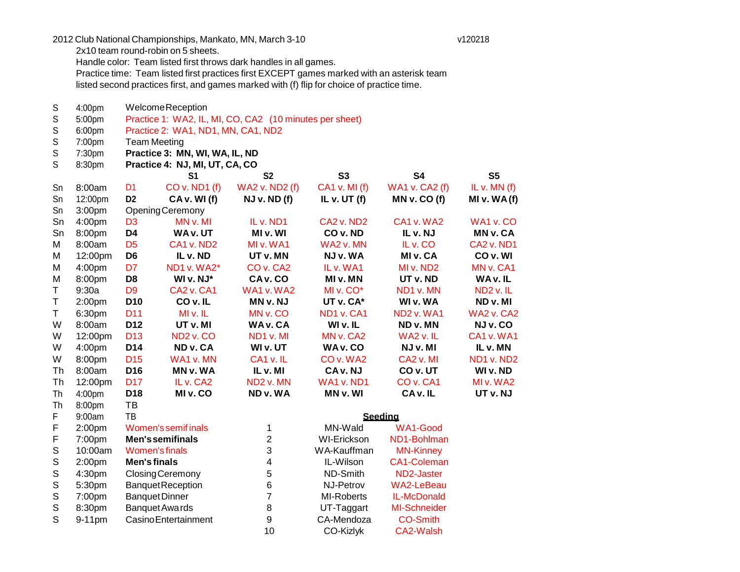2012 Club National Championships, Mankato, MN, March 3-10 v120218

2x10 team round-robin on 5 sheets.

Handle color: Team listed first throws dark handles in all games.

Practice time: Team listed first practices first EXCEPT games marked with an asterisk team listed second practices first, and games marked with (f) flip for choice of practice time.

| | | | | | | | |
|---|---|---|---|---|---|---|---|
| S | 4:00pm | Welcome Reception | | | | | |
| S | 5:00pm | Practice 1: WA2, IL, MI, CO, CA2 (10 minutes per sheet) | | | | | |
| S | 6:00pm | Practice 2: WA1, ND1, MN, CA1, ND2 | | | | | |
| S | 7:00pm | Team Meeting | | | | | |
| S | 7:30pm | **Practice 3: MN, WI, WA, IL, ND** | | | | | |
| S | 8:30pm | **Practice 4: NJ, MI, UT, CA, CO** | | | | | |
| | | | **S1** | **S2** | **S3** | **S4** | **S5** |
| Sn | 8:00am | D1 | CO v. ND1 (f) | WA2 v. ND2 (f) | CA1 v. MI (f) | WA1 v. CA2 (f) | IL v. MN (f) |
| Sn | 12:00pm | **D2** | **CA v. WI (f)** | **NJ v. ND (f)** | **IL v. UT (f)** | **MN v. CO (f)** | **MI v. WA (f)** |
| Sn | 3:00pm | Opening Ceremony | | | | | |
| Sn | 4:00pm | D3 | MN v. MI | IL v. ND1 | CA2 v. ND2 | CA1 v. WA2 | WA1 v. CO |
| Sn | 8:00pm | **D4** | **WA v. UT** | **MI v. WI** | **CO v. ND** | **IL v. NJ** | **MN v. CA** |
| M | 8:00am | D5 | CA1 v. ND2 | MI v. WA1 | WA2 v. MN | IL v. CO | CA2 v. ND1 |
| M | 12:00pm | **D6** | **IL v. ND** | **UT v. MN** | **NJ v. WA** | **MI v. CA** | **CO v. WI** |
| M | 4:00pm | D7 | ND1 v. WA2* | CO v. CA2 | IL v. WA1 | MI v. ND2 | MN v. CA1 |
| M | 8:00pm | **D8** | **WI v. NJ*** | **CA v. CO** | **MI v. MN** | **UT v. ND** | **WA v. IL** |
| T | 9:30a | D9 | CA2 v. CA1 | WA1 v. WA2 | MI v. CO* | ND1 v. MN | ND2 v. IL |
| T | 2:00pm | **D10** | **CO v. IL** | **MN v. NJ** | **UT v. CA*** | **WI v. WA** | **ND v. MI** |
| T | 6:30pm | D11 | MI v. IL | MN v. CO | ND1 v. CA1 | ND2 v. WA1 | WA2 v. CA2 |
| W | 8:00am | **D12** | **UT v. MI** | **WA v. CA** | **WI v. IL** | **ND v. MN** | **NJ v. CO** |
| W | 12:00pm | D13 | ND2 v. CO | ND1 v. MI | MN v. CA2 | WA2 v. IL | CA1 v. WA1 |
| W | 4:00pm | **D14** | **ND v. CA** | **WI v. UT** | **WA v. CO** | **NJ v. MI** | **IL v. MN** |
| W | 8:00pm | D15 | WA1 v. MN | CA1 v. IL | CO v. WA2 | CA2 v. MI | ND1 v. ND2 |
| Th | 8:00am | **D16** | **MN v. WA** | **IL v. MI** | **CA v. NJ** | **CO v. UT** | **WI v. ND** |
| Th | 12:00pm | D17 | IL v. CA2 | ND2 v. MN | WA1 v. ND1 | CO v. CA1 | MI v. WA2 |
| Th | 4:00pm | **D18** | **MI v. CO** | **ND v. WA** | **MN v. WI** | **CA v. IL** | **UT v. NJ** |
| Th | 8:00pm | TB | | | | | |
| F | 9:00am | TB | | | | | |
| F | 2:00pm | Women's semifinals | | | | | |
| F | 7:00pm | **Men's semifinals** | | | | | |
| S | 10:00am | Women's finals | | | | | |
| S | 2:00pm | **Men's finals** | | | | | |
| S | 4:30pm | Closing Ceremony | | | | | |
| S | 5:30pm | Banquet Reception | | | | | |
| S | 7:00pm | Banquet Dinner | | | | | |
| S | 8:30pm | Banquet Awards | | | | | |
| S | 9-11pm | Casino Entertainment | | | | | |

**Seeding**

| | Men | Women |
|---|---|---|
| 1 | MN-Wald | WA1-Good |
| 2 | WI-Erickson | ND1-Bohlman |
| 3 | WA-Kauffman | MN-Kinney |
| 4 | IL-Wilson | CA1-Coleman |
| 5 | ND-Smith | ND2-Jaster |
| 6 | NJ-Petrov | WA2-LeBeau |
| 7 | MI-Roberts | IL-McDonald |
| 8 | UT-Taggart | MI-Schneider |
| 9 | CA-Mendoza | CO-Smith |
| 10 | CO-Kizlyk | CA2-Walsh |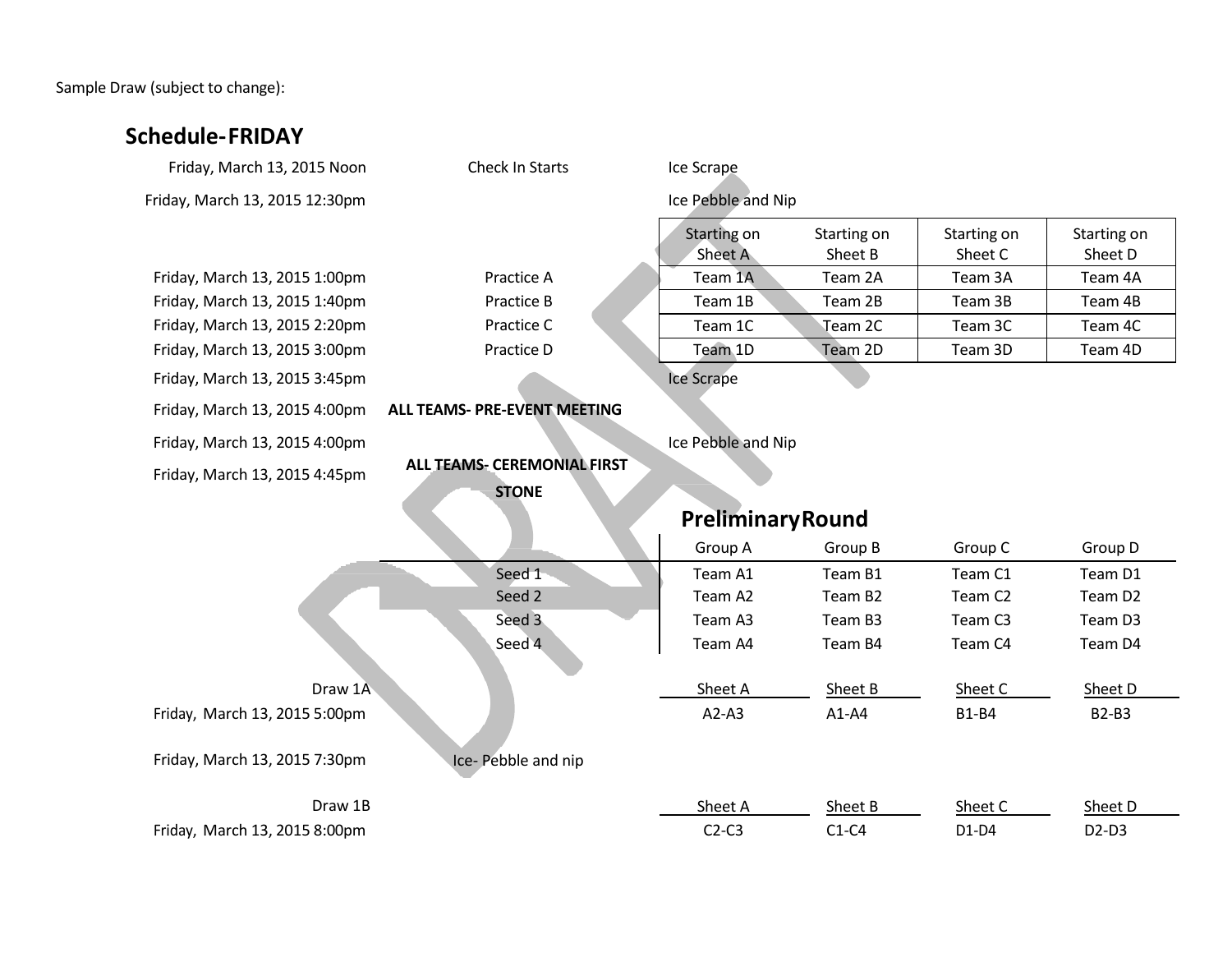Sample Draw (subject to change):

## Schedule-FRIDAY

| | | |
|---|---|---|
| Friday, March 13, 2015 Noon | Check In Starts | Ice Scrape |
| Friday, March 13, 2015 12:30pm | | Ice Pebble and Nip |

| | | Starting on Sheet A | Starting on Sheet B | Starting on Sheet C | Starting on Sheet D |
|---|---|---|---|---|---|
| Friday, March 13, 2015 1:00pm | Practice A | Team 1A | Team 2A | Team 3A | Team 4A |
| Friday, March 13, 2015 1:40pm | Practice B | Team 1B | Team 2B | Team 3B | Team 4B |
| Friday, March 13, 2015 2:20pm | Practice C | Team 1C | Team 2C | Team 3C | Team 4C |
| Friday, March 13, 2015 3:00pm | Practice D | Team 1D | Team 2D | Team 3D | Team 4D |

| | | |
|---|---|---|
| Friday, March 13, 2015 3:45pm | | Ice Scrape |
| Friday, March 13, 2015 4:00pm | **ALL TEAMS- PRE-EVENT MEETING** | |
| Friday, March 13, 2015 4:00pm | | Ice Pebble and Nip |
| Friday, March 13, 2015 4:45pm | **ALL TEAMS- CEREMONIAL FIRST STONE** | |

## Preliminary Round

| | Group A | Group B | Group C | Group D |
|---|---|---|---|---|
| Seed 1 | Team A1 | Team B1 | Team C1 | Team D1 |
| Seed 2 | Team A2 | Team B2 | Team C2 | Team D2 |
| Seed 3 | Team A3 | Team B3 | Team C3 | Team D3 |
| Seed 4 | Team A4 | Team B4 | Team C4 | Team D4 |

| | | Sheet A | Sheet B | Sheet C | Sheet D |
|---|---|---|---|---|---|
| Draw 1A<br>Friday, March 13, 2015 5:00pm | | A2-A3 | A1-A4 | B1-B4 | B2-B3 |
| Friday, March 13, 2015 7:30pm | Ice- Pebble and nip | | | | |
| Draw 1B<br>Friday, March 13, 2015 8:00pm | | C2-C3 | C1-C4 | D1-D4 | D2-D3 |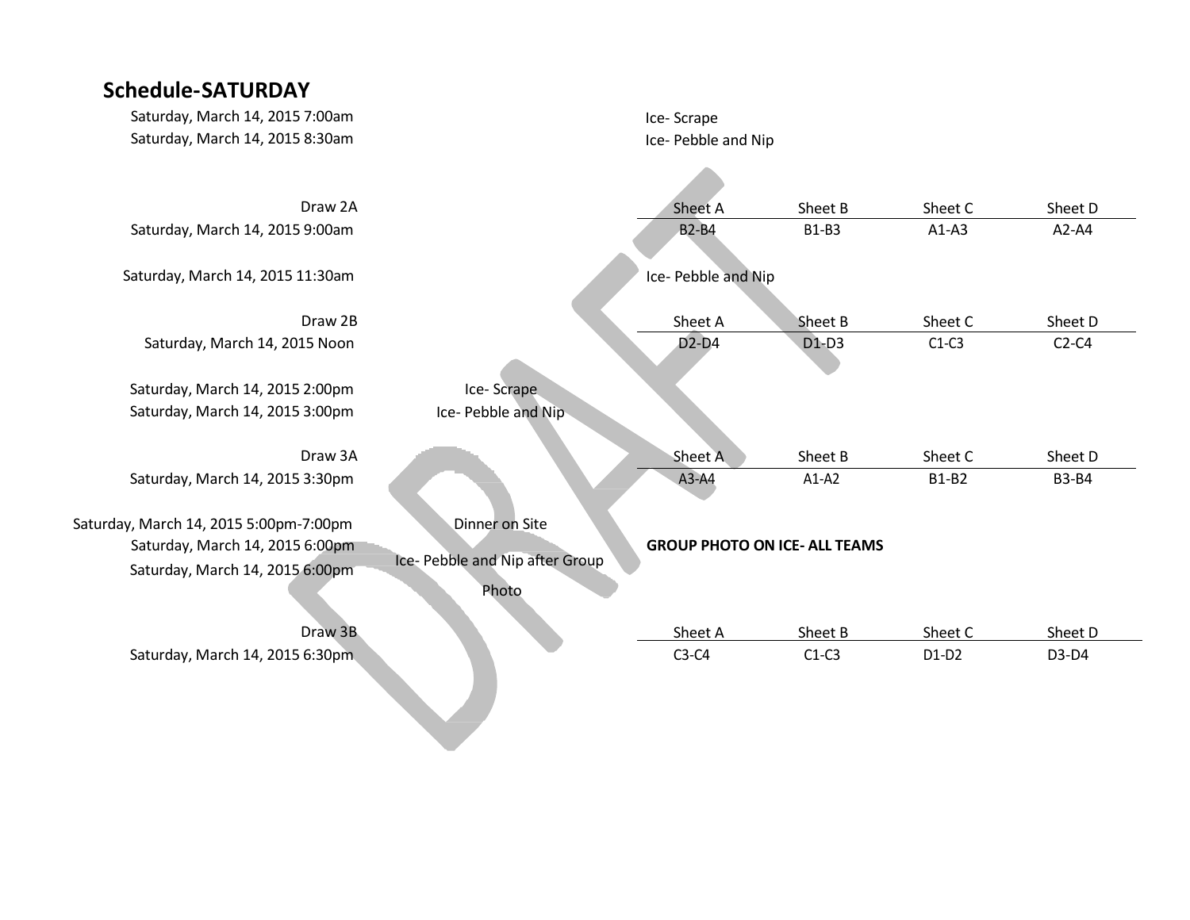## Schedule-SATURDAY

Saturday, March 14, 2015 7:00am — Ice- Scrape

Saturday, March 14, 2015 8:30am — Ice- Pebble and Nip

| Draw 2A | Sheet A | Sheet B | Sheet C | Sheet D |
|---|---|---|---|---|
| Saturday, March 14, 2015 9:00am | B2-B4 | B1-B3 | A1-A3 | A2-A4 |

Saturday, March 14, 2015 11:30am — Ice- Pebble and Nip

| Draw 2B | Sheet A | Sheet B | Sheet C | Sheet D |
|---|---|---|---|---|
| Saturday, March 14, 2015 Noon | D2-D4 | D1-D3 | C1-C3 | C2-C4 |

Saturday, March 14, 2015 2:00pm — Ice- Scrape

Saturday, March 14, 2015 3:00pm — Ice- Pebble and Nip

| Draw 3A | Sheet A | Sheet B | Sheet C | Sheet D |
|---|---|---|---|---|
| Saturday, March 14, 2015 3:30pm | A3-A4 | A1-A2 | B1-B2 | B3-B4 |

Saturday, March 14, 2015 5:00pm-7:00pm — Dinner on Site

Saturday, March 14, 2015 6:00pm — **GROUP PHOTO ON ICE- ALL TEAMS**

Saturday, March 14, 2015 6:00pm — Ice- Pebble and Nip after Group Photo

| Draw 3B | Sheet A | Sheet B | Sheet C | Sheet D |
|---|---|---|---|---|
| Saturday, March 14, 2015 6:30pm | C3-C4 | C1-C3 | D1-D2 | D3-D4 |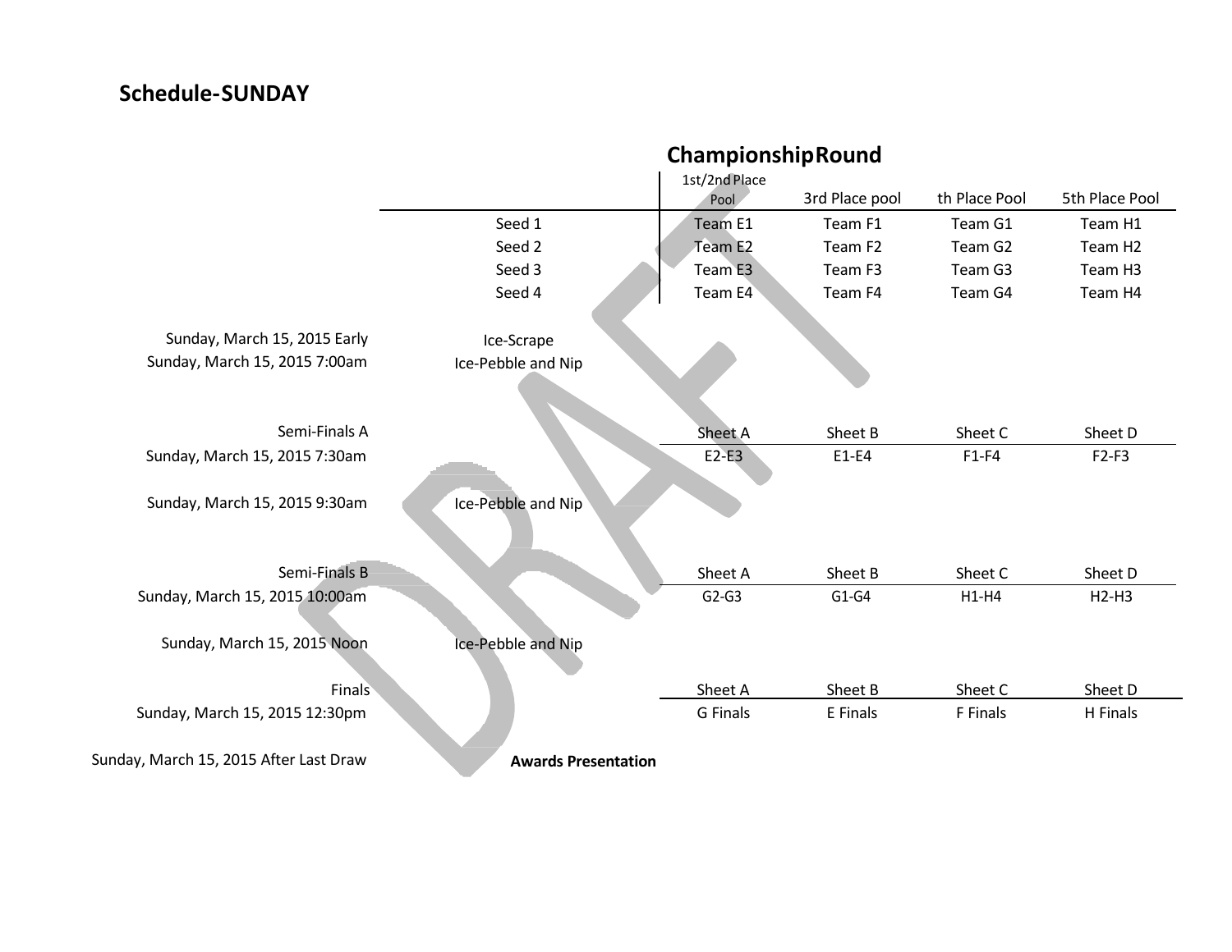# Schedule-SUNDAY

## ChampionshipRound

| | | 1st/2nd Place Pool | 3rd Place pool | th Place Pool | 5th Place Pool |
|---|---|---|---|---|---|
| | Seed 1 | Team E1 | Team F1 | Team G1 | Team H1 |
| | Seed 2 | Team E2 | Team F2 | Team G2 | Team H2 |
| | Seed 3 | Team E3 | Team F3 | Team G3 | Team H3 |
| | Seed 4 | Team E4 | Team F4 | Team G4 | Team H4 |
| Sunday, March 15, 2015 Early | Ice-Scrape | | | | |
| Sunday, March 15, 2015 7:00am | Ice-Pebble and Nip | | | | |
| Semi-Finals A | | Sheet A | Sheet B | Sheet C | Sheet D |
| Sunday, March 15, 2015 7:30am | | E2-E3 | E1-E4 | F1-F4 | F2-F3 |
| Sunday, March 15, 2015 9:30am | Ice-Pebble and Nip | | | | |
| Semi-Finals B | | Sheet A | Sheet B | Sheet C | Sheet D |
| Sunday, March 15, 2015 10:00am | | G2-G3 | G1-G4 | H1-H4 | H2-H3 |
| Sunday, March 15, 2015 Noon | Ice-Pebble and Nip | | | | |
| Finals | | Sheet A | Sheet B | Sheet C | Sheet D |
| Sunday, March 15, 2015 12:30pm | | G Finals | E Finals | F Finals | H Finals |
| Sunday, March 15, 2015 After Last Draw | **Awards Presentation** | | | | |

DRAFT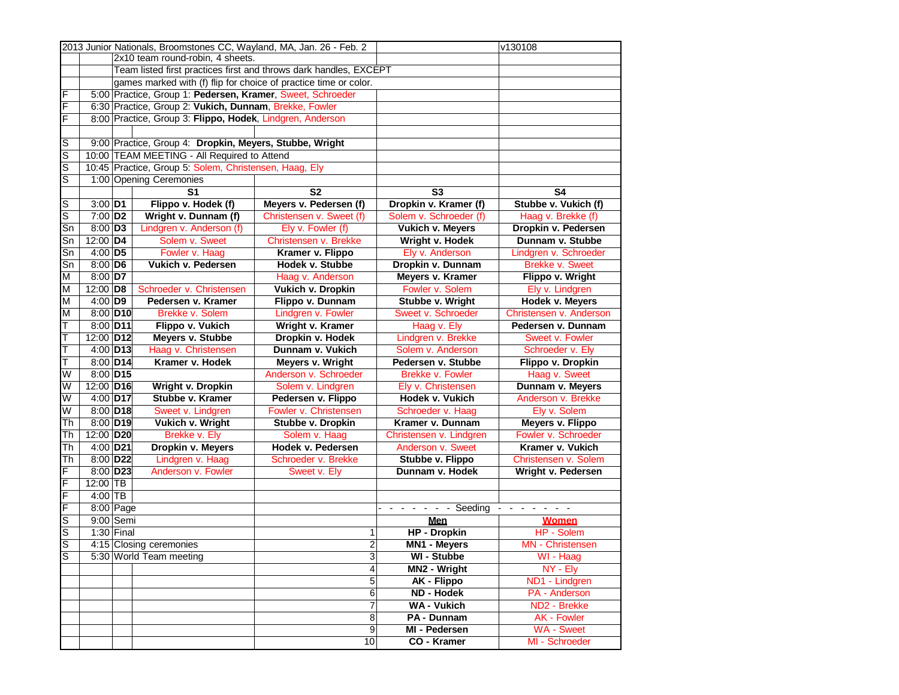| | | | | | | |
|---|---|---|---|---|---|---|
| 2013 Junior Nationals, Broomstones CC, Wayland, MA, Jan. 26 - Feb. 2 | | | | | | v130108 |
| | | 2x10 team round-robin, 4 sheets. | | | | |
| | | Team listed first practices first and throws dark handles, EXCEPT | | | | |
| | | games marked with (f) flip for choice of practice time or color. | | | | |
| F | 5:00 | Practice, Group 1: **Pedersen, Kramer**, Sweet, Schroeder | | | | |
| F | 6:30 | Practice, Group 2: **Vukich, Dunnam**, Brekke, Fowler | | | | |
| F | 8:00 | Practice, Group 3: **Flippo, Hodek**, Lindgren, Anderson | | | | |
| | | | | | | |
| S | 9:00 | Practice, Group 4: **Dropkin, Meyers, Stubbe, Wright** | | | | |
| S | 10:00 | TEAM MEETING - All Required to Attend | | | | |
| S | 10:45 | Practice, Group 5: Solem, Christensen, Haag, Ely | | | | |
| S | 1:00 | Opening Ceremonies | | | | |
| | | | **S1** | **S2** | **S3** | **S4** |
| S | 3:00 | **D1** | **Flippo v. Hodek (f)** | **Meyers v. Pedersen (f)** | **Dropkin v. Kramer (f)** | **Stubbe v. Vukich (f)** |
| S | 7:00 | **D2** | **Wright v. Dunnam (f)** | Christensen v. Sweet (f) | Solem v. Schroeder (f) | Haag v. Brekke (f) |
| Sn | 8:00 | **D3** | Lindgren v. Anderson (f) | Ely v. Fowler (f) | **Vukich v. Meyers** | **Dropkin v. Pedersen** |
| Sn | 12:00 | **D4** | Solem v. Sweet | Christensen v. Brekke | **Wright v. Hodek** | **Dunnam v. Stubbe** |
| Sn | 4:00 | **D5** | Fowler v. Haag | **Kramer v. Flippo** | Ely v. Anderson | Lindgren v. Schroeder |
| Sn | 8:00 | **D6** | **Vukich v. Pedersen** | **Hodek v. Stubbe** | **Dropkin v. Dunnam** | Brekke v. Sweet |
| M | 8:00 | **D7** | | Haag v. Anderson | **Meyers v. Kramer** | **Flippo v. Wright** |
| M | 12:00 | **D8** | Schroeder v. Christensen | **Vukich v. Dropkin** | Fowler v. Solem | Ely v. Lindgren |
| M | 4:00 | **D9** | **Pedersen v. Kramer** | **Flippo v. Dunnam** | **Stubbe v. Wright** | **Hodek v. Meyers** |
| M | 8:00 | **D10** | Brekke v. Solem | Lindgren v. Fowler | Sweet v. Schroeder | Christensen v. Anderson |
| T | 8:00 | **D11** | **Flippo v. Vukich** | **Wright v. Kramer** | Haag v. Ely | **Pedersen v. Dunnam** |
| T | 12:00 | **D12** | **Meyers v. Stubbe** | **Dropkin v. Hodek** | Lindgren v. Brekke | Sweet v. Fowler |
| T | 4:00 | **D13** | Haag v. Christensen | **Dunnam v. Vukich** | Solem v. Anderson | Schroeder v. Ely |
| T | 8:00 | **D14** | **Kramer v. Hodek** | **Meyers v. Wright** | **Pedersen v. Stubbe** | **Flippo v. Dropkin** |
| W | 8:00 | **D15** | | Anderson v. Schroeder | Brekke v. Fowler | Haag v. Sweet |
| W | 12:00 | **D16** | **Wright v. Dropkin** | Solem v. Lindgren | Ely v. Christensen | **Dunnam v. Meyers** |
| W | 4:00 | **D17** | **Stubbe v. Kramer** | **Pedersen v. Flippo** | **Hodek v. Vukich** | Anderson v. Brekke |
| W | 8:00 | **D18** | Sweet v. Lindgren | Fowler v. Christensen | Schroeder v. Haag | Ely v. Solem |
| Th | 8:00 | **D19** | **Vukich v. Wright** | **Stubbe v. Dropkin** | **Kramer v. Dunnam** | **Meyers v. Flippo** |
| Th | 12:00 | **D20** | Brekke v. Ely | Solem v. Haag | Christensen v. Lindgren | Fowler v. Schroeder |
| Th | 4:00 | **D21** | **Dropkin v. Meyers** | **Hodek v. Pedersen** | Anderson v. Sweet | **Kramer v. Vukich** |
| Th | 8:00 | **D22** | Lindgren v. Haag | Schroeder v. Brekke | **Stubbe v. Flippo** | Christensen v. Solem |
| F | 8:00 | **D23** | Anderson v. Fowler | Sweet v. Ely | **Dunnam v. Hodek** | **Wright v. Pedersen** |
| F | 12:00 | TB | | | | |
| F | 4:00 | TB | | | | |
| F | 8:00 | Page | | | - - - - - - - Seeding | - - - - - - - |
| S | 9:00 | Semi | | | **Men** | **Women** |
| S | 1:30 | Final | | 1 | **HP - Dropkin** | HP - Solem |
| S | 4:15 | Closing ceremonies | | 2 | **MN1 - Meyers** | MN - Christensen |
| S | 5:30 | World Team meeting | | 3 | **WI - Stubbe** | WI - Haag |
| | | | | 4 | **MN2 - Wright** | NY - Ely |
| | | | | 5 | **AK - Flippo** | ND1 - Lindgren |
| | | | | 6 | **ND - Hodek** | PA - Anderson |
| | | | | 7 | **WA - Vukich** | ND2 - Brekke |
| | | | | 8 | **PA - Dunnam** | AK - Fowler |
| | | | | 9 | **MI - Pedersen** | WA - Sweet |
| | | | | 10 | **CO - Kramer** | MI - Schroeder |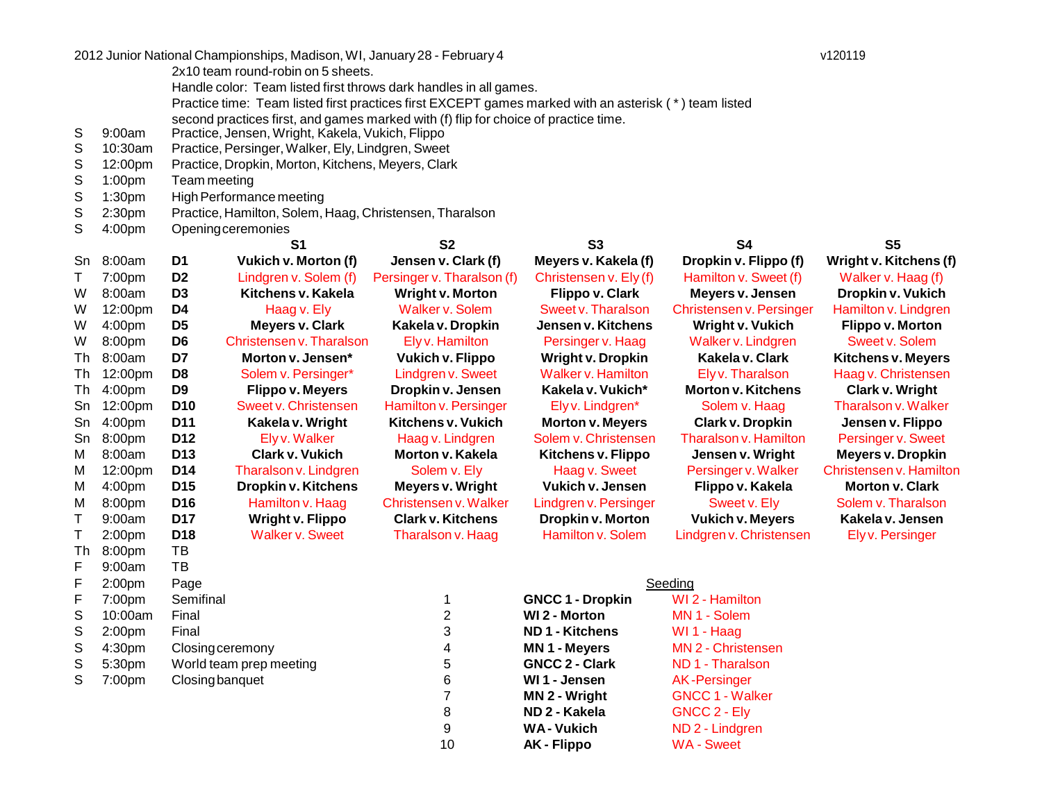2012 Junior National Championships, Madison, WI, January 28 - February 4 v120119

2x10 team round-robin on 5 sheets.
Handle color: Team listed first throws dark handles in all games.
Practice time: Team listed first practices first EXCEPT games marked with an asterisk ( * ) team listed second practices first, and games marked with (f) flip for choice of practice time.

| | | | | | | | |
|---|---|---|---|---|---|---|---|
| S | 9:00am | Practice, Jensen, Wright, Kakela, Vukich, Flippo | | | | | |
| S | 10:30am | Practice, Persinger, Walker, Ely, Lindgren, Sweet | | | | | |
| S | 12:00pm | Practice, Dropkin, Morton, Kitchens, Meyers, Clark | | | | | |
| S | 1:00pm | Team meeting | | | | | |
| S | 1:30pm | High Performance meeting | | | | | |
| S | 2:30pm | Practice, Hamilton, Solem, Haag, Christensen, Tharalson | | | | | |
| S | 4:00pm | Opening ceremonies | | | | | |
| | | | **S1** | **S2** | **S3** | **S4** | **S5** |
| Sn | 8:00am | **D1** | **Vukich v. Morton (f)** | **Jensen v. Clark (f)** | **Meyers v. Kakela (f)** | **Dropkin v. Flippo (f)** | **Wright v. Kitchens (f)** |
| T | 7:00pm | **D2** | Lindgren v. Solem (f) | Persinger v. Tharalson (f) | Christensen v. Ely (f) | Hamilton v. Sweet (f) | Walker v. Haag (f) |
| W | 8:00am | **D3** | **Kitchens v. Kakela** | **Wright v. Morton** | **Flippo v. Clark** | **Meyers v. Jensen** | **Dropkin v. Vukich** |
| W | 12:00pm | **D4** | Haag v. Ely | Walker v. Solem | Sweet v. Tharalson | Christensen v. Persinger | Hamilton v. Lindgren |
| W | 4:00pm | **D5** | **Meyers v. Clark** | **Kakela v. Dropkin** | **Jensen v. Kitchens** | **Wright v. Vukich** | **Flippo v. Morton** |
| W | 8:00pm | **D6** | Christensen v. Tharalson | Ely v. Hamilton | Persinger v. Haag | Walker v. Lindgren | Sweet v. Solem |
| Th | 8:00am | **D7** | **Morton v. Jensen*** | **Vukich v. Flippo** | **Wright v. Dropkin** | **Kakela v. Clark** | **Kitchens v. Meyers** |
| Th | 12:00pm | **D8** | Solem v. Persinger* | Lindgren v. Sweet | Walker v. Hamilton | Ely v. Tharalson | Haag v. Christensen |
| Th | 4:00pm | **D9** | **Flippo v. Meyers** | **Dropkin v. Jensen** | **Kakela v. Vukich*** | **Morton v. Kitchens** | **Clark v. Wright** |
| Sn | 12:00pm | **D10** | Sweet v. Christensen | Hamilton v. Persinger | Ely v. Lindgren* | Solem v. Haag | Tharalson v. Walker |
| Sn | 4:00pm | **D11** | **Kakela v. Wright** | **Kitchens v. Vukich** | **Morton v. Meyers** | **Clark v. Dropkin** | **Jensen v. Flippo** |
| Sn | 8:00pm | **D12** | Ely v. Walker | Haag v. Lindgren | Solem v. Christensen | Tharalson v. Hamilton | Persinger v. Sweet |
| M | 8:00am | **D13** | **Clark v. Vukich** | **Morton v. Kakela** | **Kitchens v. Flippo** | **Jensen v. Wright** | **Meyers v. Dropkin** |
| M | 12:00pm | **D14** | Tharalson v. Lindgren | Solem v. Ely | Haag v. Sweet | Persinger v. Walker | Christensen v. Hamilton |
| M | 4:00pm | **D15** | **Dropkin v. Kitchens** | **Meyers v. Wright** | **Vukich v. Jensen** | **Flippo v. Kakela** | **Morton v. Clark** |
| M | 8:00pm | **D16** | Hamilton v. Haag | Christensen v. Walker | Lindgren v. Persinger | Sweet v. Ely | Solem v. Tharalson |
| T | 9:00am | **D17** | **Wright v. Flippo** | **Clark v. Kitchens** | **Dropkin v. Morton** | **Vukich v. Meyers** | **Kakela v. Jensen** |
| T | 2:00pm | **D18** | Walker v. Sweet | Tharalson v. Haag | Hamilton v. Solem | Lindgren v. Christensen | Ely v. Persinger |
| Th | 8:00pm | TB | | | | | |
| F | 9:00am | TB | | | | | |
| F | 2:00pm | Page | | | | | |
| F | 7:00pm | Semifinal | | | | | |
| S | 10:00am | Final | | | | | |
| S | 2:00pm | Final | | | | | |
| S | 4:30pm | Closing ceremony | | | | | |
| S | 5:30pm | World team prep meeting | | | | | |
| S | 7:00pm | Closing banquet | | | | | |

Seeding

| | | |
|---|---|---|
| 1 | **GNCC 1 - Dropkin** | WI 2 - Hamilton |
| 2 | **WI 2 - Morton** | MN 1 - Solem |
| 3 | **ND 1 - Kitchens** | WI 1 - Haag |
| 4 | **MN 1 - Meyers** | MN 2 - Christensen |
| 5 | **GNCC 2 - Clark** | ND 1 - Tharalson |
| 6 | **WI 1 - Jensen** | AK -Persinger |
| 7 | **MN 2 - Wright** | GNCC 1 - Walker |
| 8 | **ND 2 - Kakela** | GNCC 2 - Ely |
| 9 | **WA - Vukich** | ND 2 - Lindgren |
| 10 | **AK - Flippo** | WA - Sweet |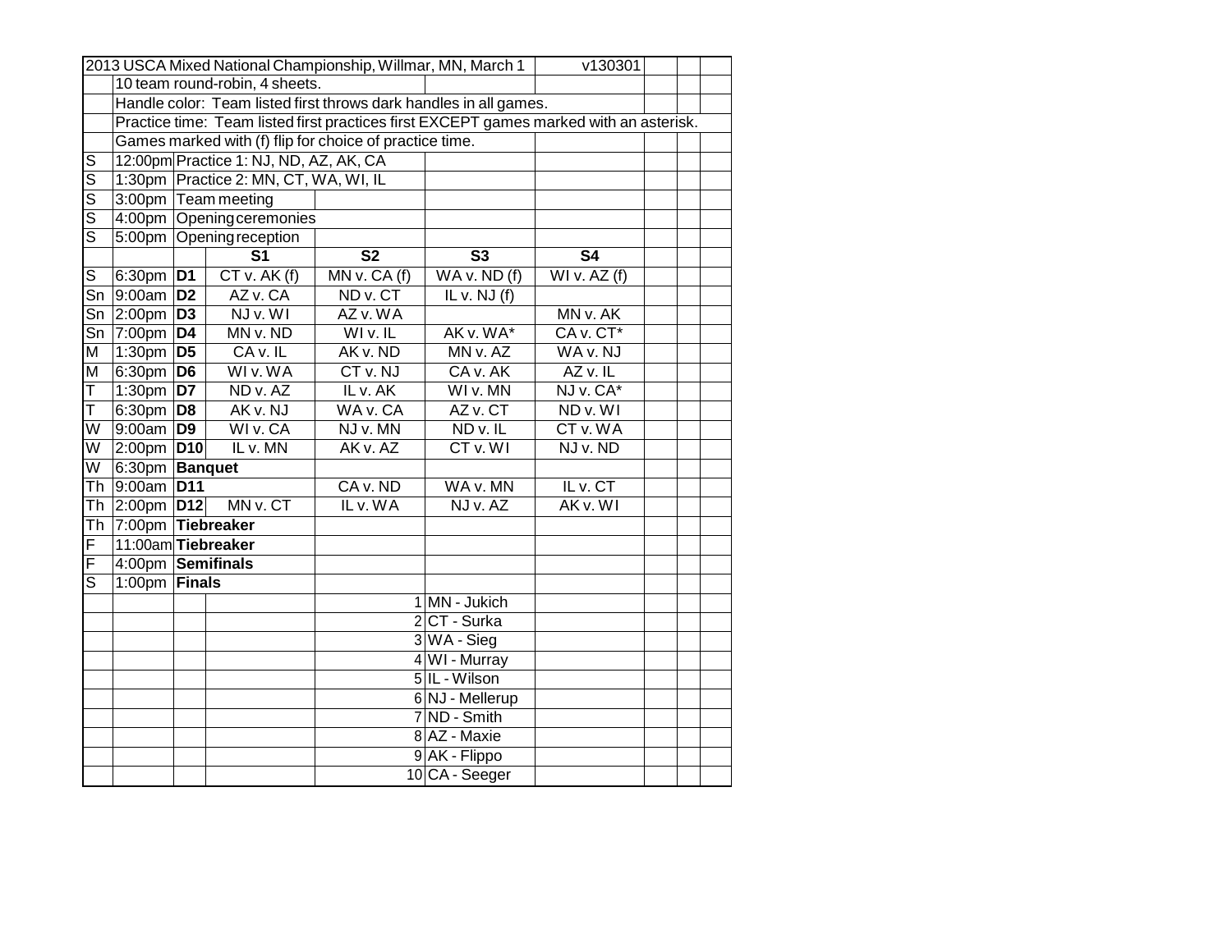| | | | | | | | | | |
|---|---|---|---|---|---|---|---|---|---|
| 2013 USCA Mixed National Championship, Willmar, MN, March 1 | | | | | v130301 | | | | |
| | 10 team round-robin, 4 sheets. | | | | | | | | |
| | Handle color: Team listed first throws dark handles in all games. | | | | | | | | |
| | Practice time: Team listed first practices first EXCEPT games marked with an asterisk. | | | | | | | | |
| | Games marked with (f) flip for choice of practice time. | | | | | | | | |
| S | 12:00pm | Practice 1: NJ, ND, AZ, AK, CA | | | | | | | |
| S | 1:30pm | Practice 2: MN, CT, WA, WI, IL | | | | | | | |
| S | 3:00pm | Team meeting | | | | | | | |
| S | 4:00pm | Opening ceremonies | | | | | | | |
| S | 5:00pm | Opening reception | | | | | | | |
| | | | **S1** | **S2** | **S3** | **S4** | | | |
| S | 6:30pm | **D1** | CT v. AK (f) | MN v. CA (f) | WA v. ND (f) | WI v. AZ (f) | | | |
| Sn | 9:00am | **D2** | AZ v. CA | ND v. CT | IL v. NJ (f) | | | | |
| Sn | 2:00pm | **D3** | NJ v. WI | AZ v. WA | | MN v. AK | | | |
| Sn | 7:00pm | **D4** | MN v. ND | WI v. IL | AK v. WA* | CA v. CT* | | | |
| M | 1:30pm | **D5** | CA v. IL | AK v. ND | MN v. AZ | WA v. NJ | | | |
| M | 6:30pm | **D6** | WI v. WA | CT v. NJ | CA v. AK | AZ v. IL | | | |
| T | 1:30pm | **D7** | ND v. AZ | IL v. AK | WI v. MN | NJ v. CA* | | | |
| T | 6:30pm | **D8** | AK v. NJ | WA v. CA | AZ v. CT | ND v. WI | | | |
| W | 9:00am | **D9** | WI v. CA | NJ v. MN | ND v. IL | CT v. WA | | | |
| W | 2:00pm | **D10** | IL v. MN | AK v. AZ | CT v. WI | NJ v. ND | | | |
| W | 6:30pm | **Banquet** | | | | | | | |
| Th | 9:00am | **D11** | | CA v. ND | WA v. MN | IL v. CT | | | |
| Th | 2:00pm | **D12** | MN v. CT | IL v. WA | NJ v. AZ | AK v. WI | | | |
| Th | 7:00pm | **Tiebreaker** | | | | | | | |
| F | 11:00am | **Tiebreaker** | | | | | | | |
| F | 4:00pm | **Semifinals** | | | | | | | |
| S | 1:00pm | **Finals** | | | | | | | |
| | | | | 1 | MN - Jukich | | | | |
| | | | | 2 | CT - Surka | | | | |
| | | | | 3 | WA - Sieg | | | | |
| | | | | 4 | WI - Murray | | | | |
| | | | | 5 | IL - Wilson | | | | |
| | | | | 6 | NJ - Mellerup | | | | |
| | | | | 7 | ND - Smith | | | | |
| | | | | 8 | AZ - Maxie | | | | |
| | | | | 9 | AK - Flippo | | | | |
| | | | | 10 | CA - Seeger | | | | |